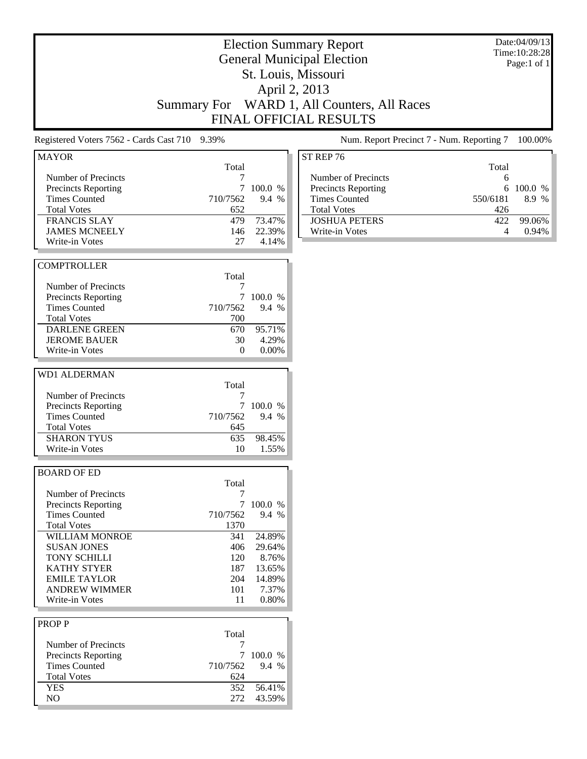# Election Summary Report

## General Municipal Election

## St. Louis, Missouri

## April 2, 2013

## Summary For WARD 1, All Counters, All Races

## FINAL OFFICIAL RESULTS

Date:04/09/13
Time:10:28:28

Registered Voters 7562 - Cards Cast 710 9.39%

Num. Report Precinct 7 - Num. Reporting 7 100.00%

### MAYOR

| | Total | |
|---|---|---|
| Number of Precincts | 7 | |
| Precincts Reporting | 7 | 100.0 % |
| Times Counted | 710/7562 | 9.4 % |
| Total Votes | 652 | |
| FRANCIS SLAY | 479 | 73.47% |
| JAMES MCNEELY | 146 | 22.39% |
| Write-in Votes | 27 | 4.14% |

### COMPTROLLER

| | Total | |
|---|---|---|
| Number of Precincts | 7 | |
| Precincts Reporting | 7 | 100.0 % |
| Times Counted | 710/7562 | 9.4 % |
| Total Votes | 700 | |
| DARLENE GREEN | 670 | 95.71% |
| JEROME BAUER | 30 | 4.29% |
| Write-in Votes | 0 | 0.00% |

### WD1 ALDERMAN

| | Total | |
|---|---|---|
| Number of Precincts | 7 | |
| Precincts Reporting | 7 | 100.0 % |
| Times Counted | 710/7562 | 9.4 % |
| Total Votes | 645 | |
| SHARON TYUS | 635 | 98.45% |
| Write-in Votes | 10 | 1.55% |

### BOARD OF ED

| | Total | |
|---|---|---|
| Number of Precincts | 7 | |
| Precincts Reporting | 7 | 100.0 % |
| Times Counted | 710/7562 | 9.4 % |
| Total Votes | 1370 | |
| WILLIAM MONROE | 341 | 24.89% |
| SUSAN JONES | 406 | 29.64% |
| TONY SCHILLI | 120 | 8.76% |
| KATHY STYER | 187 | 13.65% |
| EMILE TAYLOR | 204 | 14.89% |
| ANDREW WIMMER | 101 | 7.37% |
| Write-in Votes | 11 | 0.80% |

### PROP P

| | Total | |
|---|---|---|
| Number of Precincts | 7 | |
| Precincts Reporting | 7 | 100.0 % |
| Times Counted | 710/7562 | 9.4 % |
| Total Votes | 624 | |
| YES | 352 | 56.41% |
| NO | 272 | 43.59% |

### ST REP 76

| | Total | |
|---|---|---|
| Number of Precincts | 6 | |
| Precincts Reporting | 6 | 100.0 % |
| Times Counted | 550/6181 | 8.9 % |
| Total Votes | 426 | |
| JOSHUA PETERS | 422 | 99.06% |
| Write-in Votes | 4 | 0.94% |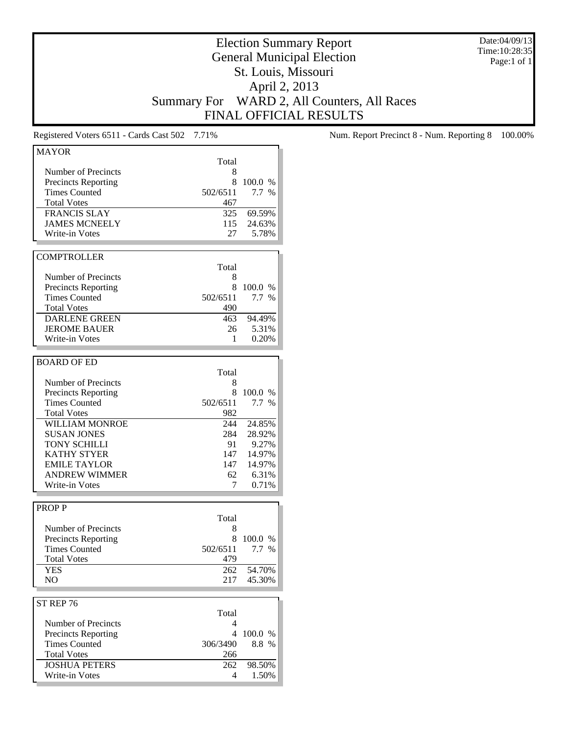# Election Summary Report
## General Municipal Election
## St. Louis, Missouri
## April 2, 2013
## Summary For WARD 2, All Counters, All Races
## FINAL OFFICIAL RESULTS

Date:04/09/13
Time:10:28:35
Page:1 of 1

Registered Voters 6511 - Cards Cast 502 7.71%

Num. Report Precinct 8 - Num. Reporting 8 100.00%

### MAYOR

| | Total | |
|---|---|---|
| Number of Precincts | 8 | |
| Precincts Reporting | 8 | 100.0 % |
| Times Counted | 502/6511 | 7.7 % |
| Total Votes | 467 | |
| FRANCIS SLAY | 325 | 69.59% |
| JAMES MCNEELY | 115 | 24.63% |
| Write-in Votes | 27 | 5.78% |

### COMPTROLLER

| | Total | |
|---|---|---|
| Number of Precincts | 8 | |
| Precincts Reporting | 8 | 100.0 % |
| Times Counted | 502/6511 | 7.7 % |
| Total Votes | 490 | |
| DARLENE GREEN | 463 | 94.49% |
| JEROME BAUER | 26 | 5.31% |
| Write-in Votes | 1 | 0.20% |

### BOARD OF ED

| | Total | |
|---|---|---|
| Number of Precincts | 8 | |
| Precincts Reporting | 8 | 100.0 % |
| Times Counted | 502/6511 | 7.7 % |
| Total Votes | 982 | |
| WILLIAM MONROE | 244 | 24.85% |
| SUSAN JONES | 284 | 28.92% |
| TONY SCHILLI | 91 | 9.27% |
| KATHY STYER | 147 | 14.97% |
| EMILE TAYLOR | 147 | 14.97% |
| ANDREW WIMMER | 62 | 6.31% |
| Write-in Votes | 7 | 0.71% |

### PROP P

| | Total | |
|---|---|---|
| Number of Precincts | 8 | |
| Precincts Reporting | 8 | 100.0 % |
| Times Counted | 502/6511 | 7.7 % |
| Total Votes | 479 | |
| YES | 262 | 54.70% |
| NO | 217 | 45.30% |

### ST REP 76

| | Total | |
|---|---|---|
| Number of Precincts | 4 | |
| Precincts Reporting | 4 | 100.0 % |
| Times Counted | 306/3490 | 8.8 % |
| Total Votes | 266 | |
| JOSHUA PETERS | 262 | 98.50% |
| Write-in Votes | 4 | 1.50% |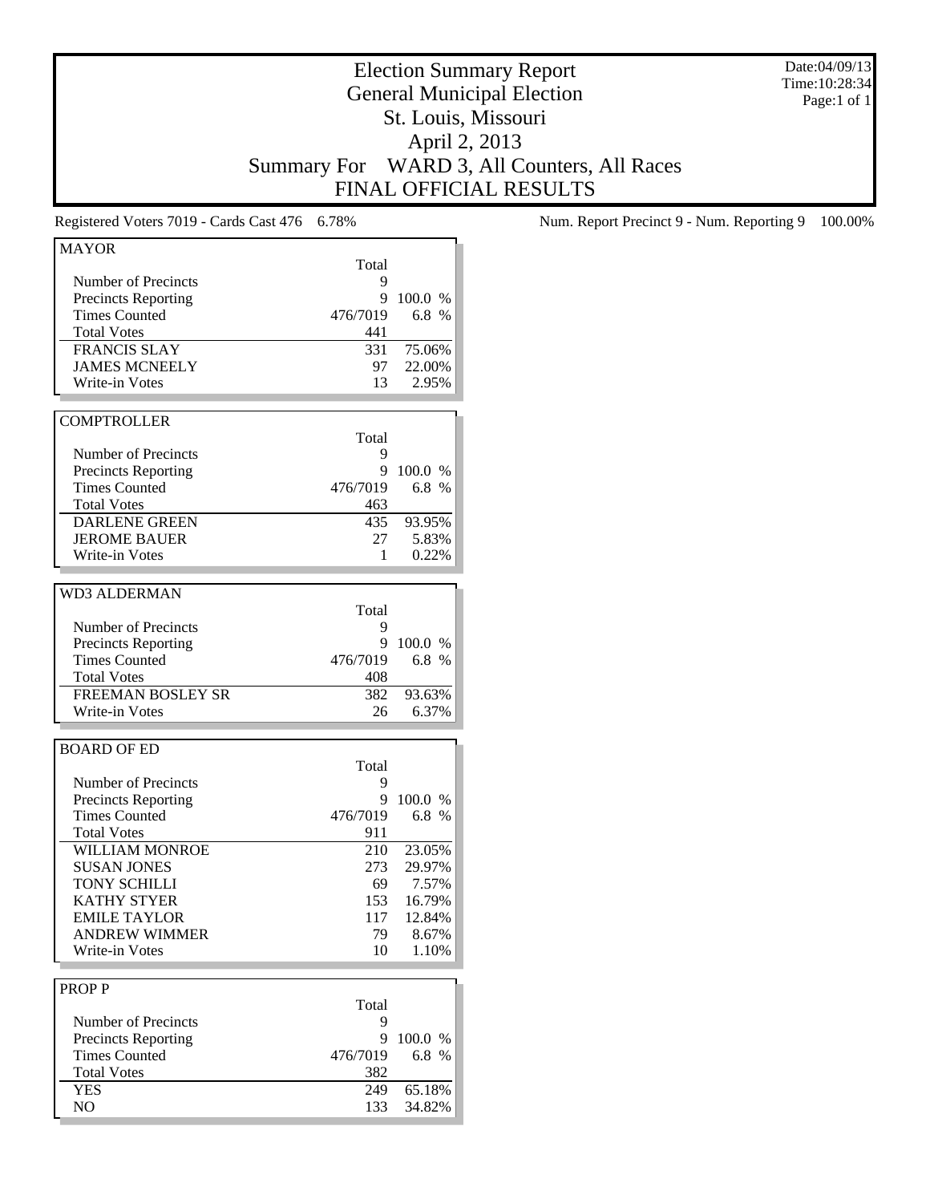# Election Summary Report
## General Municipal Election
## St. Louis, Missouri
## April 2, 2013
## Summary For WARD 3, All Counters, All Races
## FINAL OFFICIAL RESULTS

Date:04/09/13
Time:10:28:34

Registered Voters 7019 - Cards Cast 476 6.78%

Num. Report Precinct 9 - Num. Reporting 9 100.00%

### MAYOR

| | Total | |
|---|---|---|
| Number of Precincts | 9 | |
| Precincts Reporting | 9 | 100.0 % |
| Times Counted | 476/7019 | 6.8 % |
| Total Votes | 441 | |
| FRANCIS SLAY | 331 | 75.06% |
| JAMES MCNEELY | 97 | 22.00% |
| Write-in Votes | 13 | 2.95% |

### COMPTROLLER

| | Total | |
|---|---|---|
| Number of Precincts | 9 | |
| Precincts Reporting | 9 | 100.0 % |
| Times Counted | 476/7019 | 6.8 % |
| Total Votes | 463 | |
| DARLENE GREEN | 435 | 93.95% |
| JEROME BAUER | 27 | 5.83% |
| Write-in Votes | 1 | 0.22% |

### WD3 ALDERMAN

| | Total | |
|---|---|---|
| Number of Precincts | 9 | |
| Precincts Reporting | 9 | 100.0 % |
| Times Counted | 476/7019 | 6.8 % |
| Total Votes | 408 | |
| FREEMAN BOSLEY SR | 382 | 93.63% |
| Write-in Votes | 26 | 6.37% |

### BOARD OF ED

| | Total | |
|---|---|---|
| Number of Precincts | 9 | |
| Precincts Reporting | 9 | 100.0 % |
| Times Counted | 476/7019 | 6.8 % |
| Total Votes | 911 | |
| WILLIAM MONROE | 210 | 23.05% |
| SUSAN JONES | 273 | 29.97% |
| TONY SCHILLI | 69 | 7.57% |
| KATHY STYER | 153 | 16.79% |
| EMILE TAYLOR | 117 | 12.84% |
| ANDREW WIMMER | 79 | 8.67% |
| Write-in Votes | 10 | 1.10% |

### PROP P

| | Total | |
|---|---|---|
| Number of Precincts | 9 | |
| Precincts Reporting | 9 | 100.0 % |
| Times Counted | 476/7019 | 6.8 % |
| Total Votes | 382 | |
| YES | 249 | 65.18% |
| NO | 133 | 34.82% |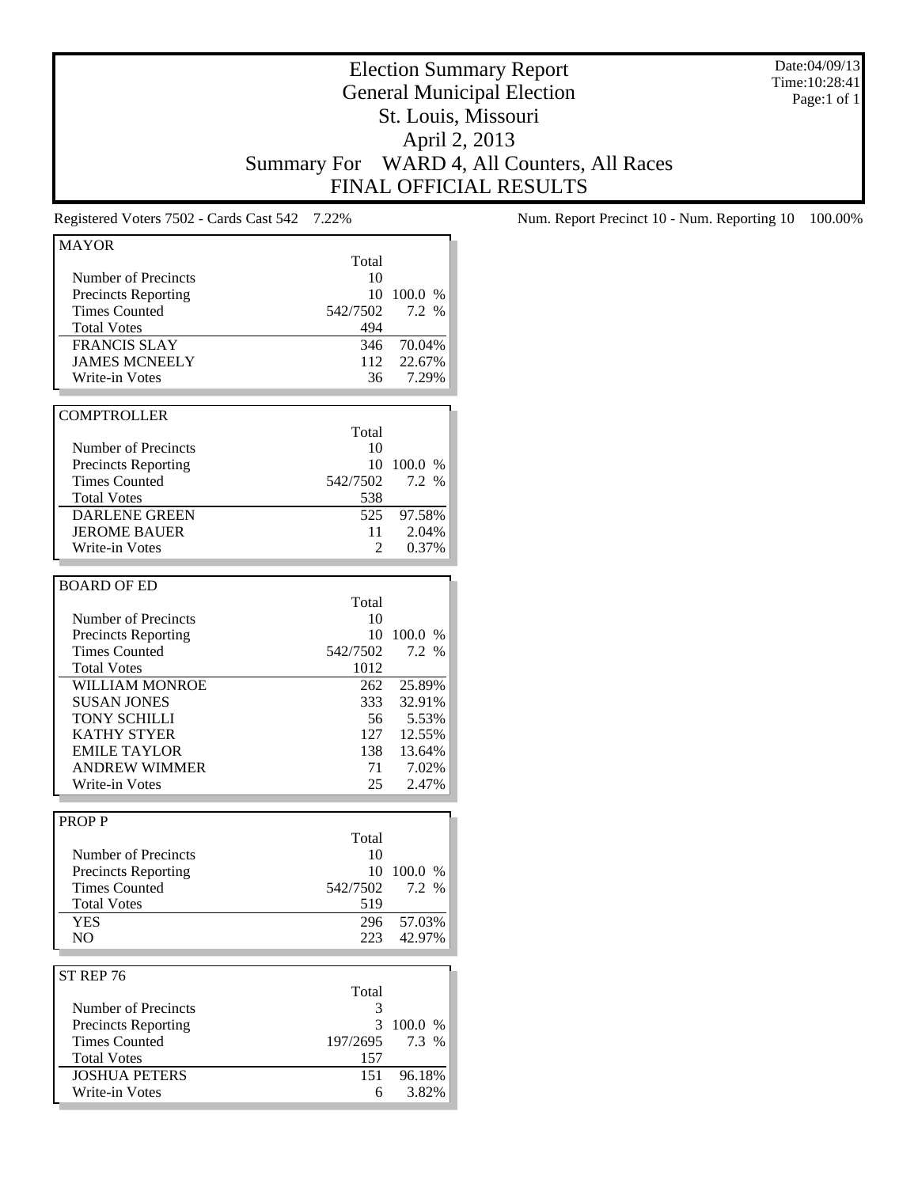# Election Summary Report
## General Municipal Election
## St. Louis, Missouri
## April 2, 2013
## Summary For WARD 4, All Counters, All Races
## FINAL OFFICIAL RESULTS

Date:04/09/13
Time:10:28:41
Page:1 of 1

Registered Voters 7502 - Cards Cast 542 7.22%

Num. Report Precinct 10 - Num. Reporting 10 100.00%

### MAYOR

| | Total | |
|---|---|---|
| Number of Precincts | 10 | |
| Precincts Reporting | 10 | 100.0 % |
| Times Counted | 542/7502 | 7.2 % |
| Total Votes | 494 | |
| FRANCIS SLAY | 346 | 70.04% |
| JAMES MCNEELY | 112 | 22.67% |
| Write-in Votes | 36 | 7.29% |

### COMPTROLLER

| | Total | |
|---|---|---|
| Number of Precincts | 10 | |
| Precincts Reporting | 10 | 100.0 % |
| Times Counted | 542/7502 | 7.2 % |
| Total Votes | 538 | |
| DARLENE GREEN | 525 | 97.58% |
| JEROME BAUER | 11 | 2.04% |
| Write-in Votes | 2 | 0.37% |

### BOARD OF ED

| | Total | |
|---|---|---|
| Number of Precincts | 10 | |
| Precincts Reporting | 10 | 100.0 % |
| Times Counted | 542/7502 | 7.2 % |
| Total Votes | 1012 | |
| WILLIAM MONROE | 262 | 25.89% |
| SUSAN JONES | 333 | 32.91% |
| TONY SCHILLI | 56 | 5.53% |
| KATHY STYER | 127 | 12.55% |
| EMILE TAYLOR | 138 | 13.64% |
| ANDREW WIMMER | 71 | 7.02% |
| Write-in Votes | 25 | 2.47% |

### PROP P

| | Total | |
|---|---|---|
| Number of Precincts | 10 | |
| Precincts Reporting | 10 | 100.0 % |
| Times Counted | 542/7502 | 7.2 % |
| Total Votes | 519 | |
| YES | 296 | 57.03% |
| NO | 223 | 42.97% |

### ST REP 76

| | Total | |
|---|---|---|
| Number of Precincts | 3 | |
| Precincts Reporting | 3 | 100.0 % |
| Times Counted | 197/2695 | 7.3 % |
| Total Votes | 157 | |
| JOSHUA PETERS | 151 | 96.18% |
| Write-in Votes | 6 | 3.82% |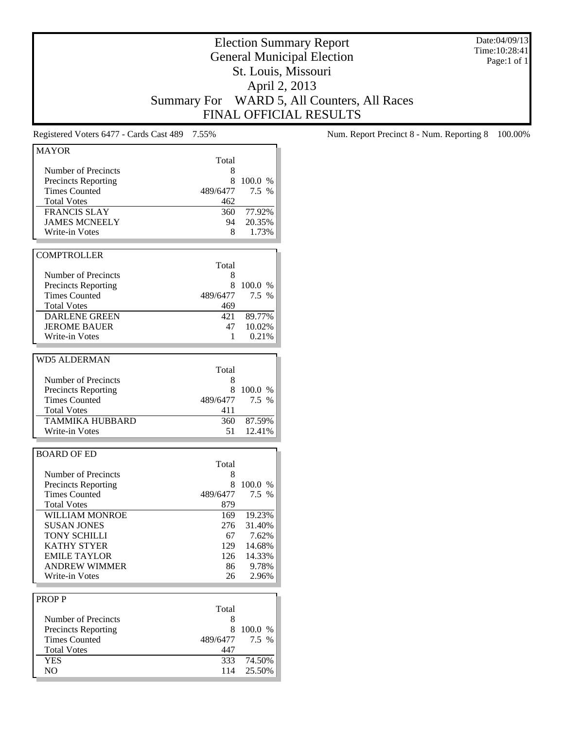# Election Summary Report
## General Municipal Election
## St. Louis, Missouri
## April 2, 2013
## Summary For WARD 5, All Counters, All Races
## FINAL OFFICIAL RESULTS

Date:04/09/13
Time:10:28:41
Page:1 of 1

Registered Voters 6477 - Cards Cast 489 7.55%

Num. Report Precinct 8 - Num. Reporting 8 100.00%

### MAYOR

| | Total | |
|---|---|---|
| Number of Precincts | 8 | |
| Precincts Reporting | 8 | 100.0 % |
| Times Counted | 489/6477 | 7.5 % |
| Total Votes | 462 | |
| FRANCIS SLAY | 360 | 77.92% |
| JAMES MCNEELY | 94 | 20.35% |
| Write-in Votes | 8 | 1.73% |

### COMPTROLLER

| | Total | |
|---|---|---|
| Number of Precincts | 8 | |
| Precincts Reporting | 8 | 100.0 % |
| Times Counted | 489/6477 | 7.5 % |
| Total Votes | 469 | |
| DARLENE GREEN | 421 | 89.77% |
| JEROME BAUER | 47 | 10.02% |
| Write-in Votes | 1 | 0.21% |

### WD5 ALDERMAN

| | Total | |
|---|---|---|
| Number of Precincts | 8 | |
| Precincts Reporting | 8 | 100.0 % |
| Times Counted | 489/6477 | 7.5 % |
| Total Votes | 411 | |
| TAMMIKA HUBBARD | 360 | 87.59% |
| Write-in Votes | 51 | 12.41% |

### BOARD OF ED

| | Total | |
|---|---|---|
| Number of Precincts | 8 | |
| Precincts Reporting | 8 | 100.0 % |
| Times Counted | 489/6477 | 7.5 % |
| Total Votes | 879 | |
| WILLIAM MONROE | 169 | 19.23% |
| SUSAN JONES | 276 | 31.40% |
| TONY SCHILLI | 67 | 7.62% |
| KATHY STYER | 129 | 14.68% |
| EMILE TAYLOR | 126 | 14.33% |
| ANDREW WIMMER | 86 | 9.78% |
| Write-in Votes | 26 | 2.96% |

### PROP P

| | Total | |
|---|---|---|
| Number of Precincts | 8 | |
| Precincts Reporting | 8 | 100.0 % |
| Times Counted | 489/6477 | 7.5 % |
| Total Votes | 447 | |
| YES | 333 | 74.50% |
| NO | 114 | 25.50% |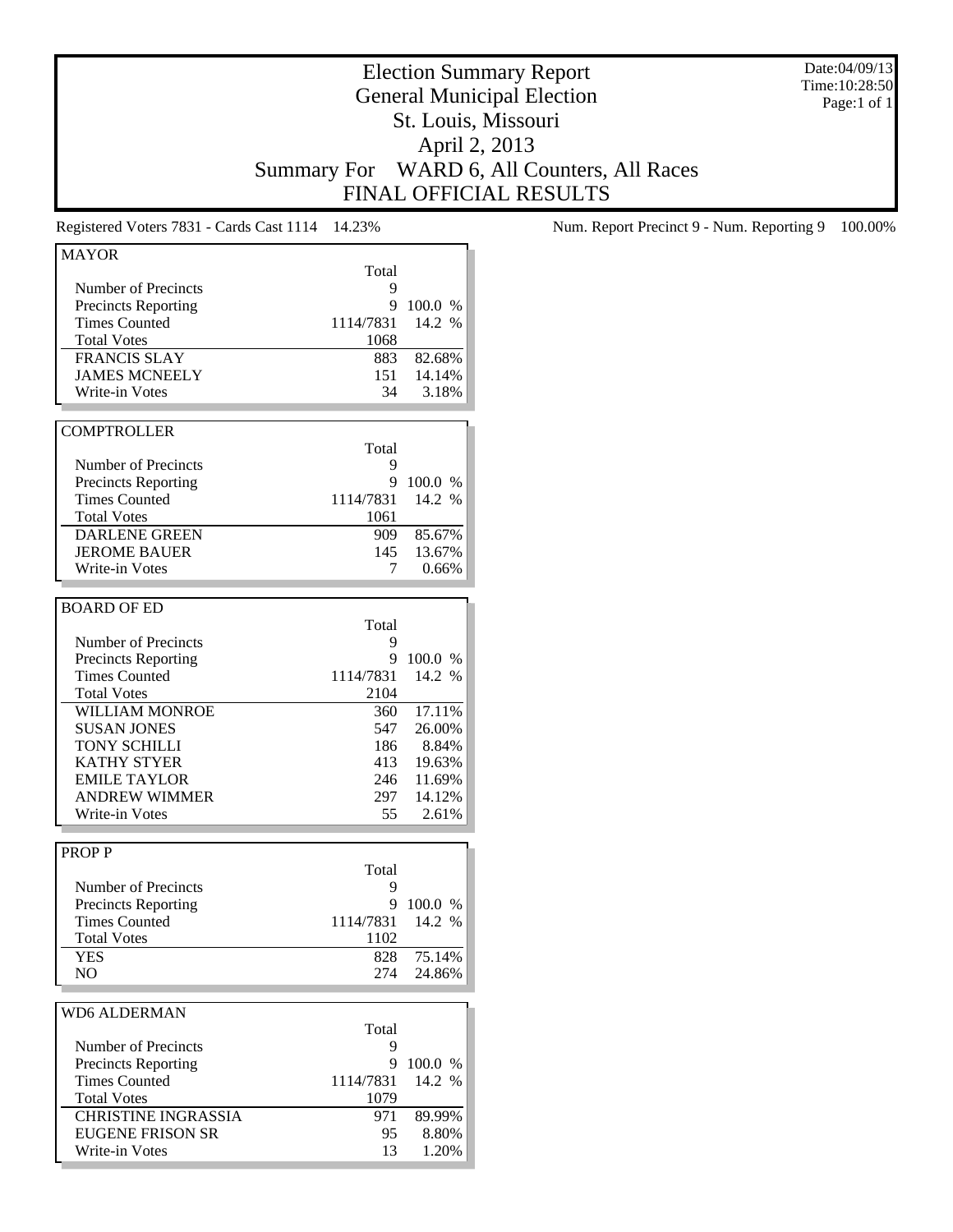# Election Summary Report
## General Municipal Election
## St. Louis, Missouri
## April 2, 2013
## Summary For WARD 6, All Counters, All Races
## FINAL OFFICIAL RESULTS

Date:04/09/13
Time:10:28:50
Page:1 of 1

Registered Voters 7831 - Cards Cast 1114 14.23%

Num. Report Precinct 9 - Num. Reporting 9 100.00%

### MAYOR

| | Total | |
|---|---|---|
| Number of Precincts | 9 | |
| Precincts Reporting | 9 | 100.0 % |
| Times Counted | 1114/7831 | 14.2 % |
| Total Votes | 1068 | |
| FRANCIS SLAY | 883 | 82.68% |
| JAMES MCNEELY | 151 | 14.14% |
| Write-in Votes | 34 | 3.18% |

### COMPTROLLER

| | Total | |
|---|---|---|
| Number of Precincts | 9 | |
| Precincts Reporting | 9 | 100.0 % |
| Times Counted | 1114/7831 | 14.2 % |
| Total Votes | 1061 | |
| DARLENE GREEN | 909 | 85.67% |
| JEROME BAUER | 145 | 13.67% |
| Write-in Votes | 7 | 0.66% |

### BOARD OF ED

| | Total | |
|---|---|---|
| Number of Precincts | 9 | |
| Precincts Reporting | 9 | 100.0 % |
| Times Counted | 1114/7831 | 14.2 % |
| Total Votes | 2104 | |
| WILLIAM MONROE | 360 | 17.11% |
| SUSAN JONES | 547 | 26.00% |
| TONY SCHILLI | 186 | 8.84% |
| KATHY STYER | 413 | 19.63% |
| EMILE TAYLOR | 246 | 11.69% |
| ANDREW WIMMER | 297 | 14.12% |
| Write-in Votes | 55 | 2.61% |

### PROP P

| | Total | |
|---|---|---|
| Number of Precincts | 9 | |
| Precincts Reporting | 9 | 100.0 % |
| Times Counted | 1114/7831 | 14.2 % |
| Total Votes | 1102 | |
| YES | 828 | 75.14% |
| NO | 274 | 24.86% |

### WD6 ALDERMAN

| | Total | |
|---|---|---|
| Number of Precincts | 9 | |
| Precincts Reporting | 9 | 100.0 % |
| Times Counted | 1114/7831 | 14.2 % |
| Total Votes | 1079 | |
| CHRISTINE INGRASSIA | 971 | 89.99% |
| EUGENE FRISON SR | 95 | 8.80% |
| Write-in Votes | 13 | 1.20% |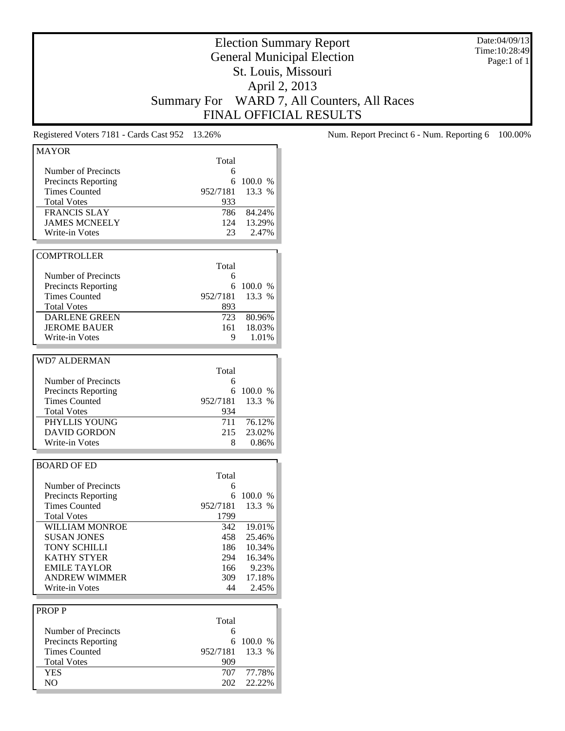# Election Summary Report
## General Municipal Election
## St. Louis, Missouri
## April 2, 2013
## Summary For WARD 7, All Counters, All Races
## FINAL OFFICIAL RESULTS

Date:04/09/13
Time:10:28:49

Registered Voters 7181 - Cards Cast 952 13.26%

Num. Report Precinct 6 - Num. Reporting 6 100.00%

### MAYOR

| | Total | |
|---|---|---|
| Number of Precincts | 6 | |
| Precincts Reporting | 6 | 100.0 % |
| Times Counted | 952/7181 | 13.3 % |
| Total Votes | 933 | |
| FRANCIS SLAY | 786 | 84.24% |
| JAMES MCNEELY | 124 | 13.29% |
| Write-in Votes | 23 | 2.47% |

### COMPTROLLER

| | Total | |
|---|---|---|
| Number of Precincts | 6 | |
| Precincts Reporting | 6 | 100.0 % |
| Times Counted | 952/7181 | 13.3 % |
| Total Votes | 893 | |
| DARLENE GREEN | 723 | 80.96% |
| JEROME BAUER | 161 | 18.03% |
| Write-in Votes | 9 | 1.01% |

### WD7 ALDERMAN

| | Total | |
|---|---|---|
| Number of Precincts | 6 | |
| Precincts Reporting | 6 | 100.0 % |
| Times Counted | 952/7181 | 13.3 % |
| Total Votes | 934 | |
| PHYLLIS YOUNG | 711 | 76.12% |
| DAVID GORDON | 215 | 23.02% |
| Write-in Votes | 8 | 0.86% |

### BOARD OF ED

| | Total | |
|---|---|---|
| Number of Precincts | 6 | |
| Precincts Reporting | 6 | 100.0 % |
| Times Counted | 952/7181 | 13.3 % |
| Total Votes | 1799 | |
| WILLIAM MONROE | 342 | 19.01% |
| SUSAN JONES | 458 | 25.46% |
| TONY SCHILLI | 186 | 10.34% |
| KATHY STYER | 294 | 16.34% |
| EMILE TAYLOR | 166 | 9.23% |
| ANDREW WIMMER | 309 | 17.18% |
| Write-in Votes | 44 | 2.45% |

### PROP P

| | Total | |
|---|---|---|
| Number of Precincts | 6 | |
| Precincts Reporting | 6 | 100.0 % |
| Times Counted | 952/7181 | 13.3 % |
| Total Votes | 909 | |
| YES | 707 | 77.78% |
| NO | 202 | 22.22% |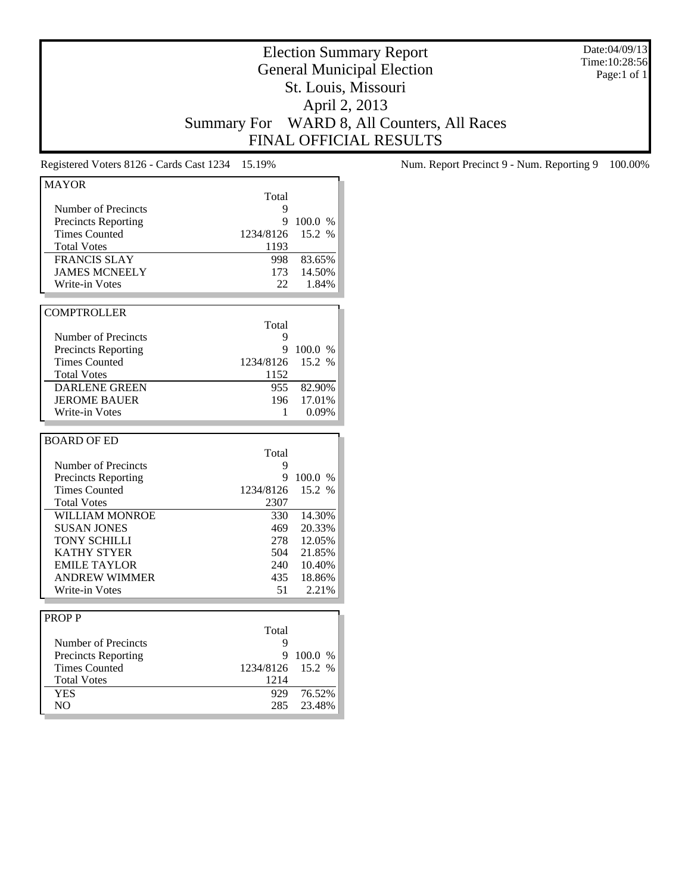# Election Summary Report
## General Municipal Election
## St. Louis, Missouri
## April 2, 2013
## Summary For WARD 8, All Counters, All Races
## FINAL OFFICIAL RESULTS

Date:04/09/13
Time:10:28:56
Page:1 of 1

Registered Voters 8126 - Cards Cast 1234 15.19%

Num. Report Precinct 9 - Num. Reporting 9 100.00%

### MAYOR

| | Total | |
|---|---|---|
| Number of Precincts | 9 | |
| Precincts Reporting | 9 | 100.0 % |
| Times Counted | 1234/8126 | 15.2 % |
| Total Votes | 1193 | |
| FRANCIS SLAY | 998 | 83.65% |
| JAMES MCNEELY | 173 | 14.50% |
| Write-in Votes | 22 | 1.84% |

### COMPTROLLER

| | Total | |
|---|---|---|
| Number of Precincts | 9 | |
| Precincts Reporting | 9 | 100.0 % |
| Times Counted | 1234/8126 | 15.2 % |
| Total Votes | 1152 | |
| DARLENE GREEN | 955 | 82.90% |
| JEROME BAUER | 196 | 17.01% |
| Write-in Votes | 1 | 0.09% |

### BOARD OF ED

| | Total | |
|---|---|---|
| Number of Precincts | 9 | |
| Precincts Reporting | 9 | 100.0 % |
| Times Counted | 1234/8126 | 15.2 % |
| Total Votes | 2307 | |
| WILLIAM MONROE | 330 | 14.30% |
| SUSAN JONES | 469 | 20.33% |
| TONY SCHILLI | 278 | 12.05% |
| KATHY STYER | 504 | 21.85% |
| EMILE TAYLOR | 240 | 10.40% |
| ANDREW WIMMER | 435 | 18.86% |
| Write-in Votes | 51 | 2.21% |

### PROP P

| | Total | |
|---|---|---|
| Number of Precincts | 9 | |
| Precincts Reporting | 9 | 100.0 % |
| Times Counted | 1234/8126 | 15.2 % |
| Total Votes | 1214 | |
| YES | 929 | 76.52% |
| NO | 285 | 23.48% |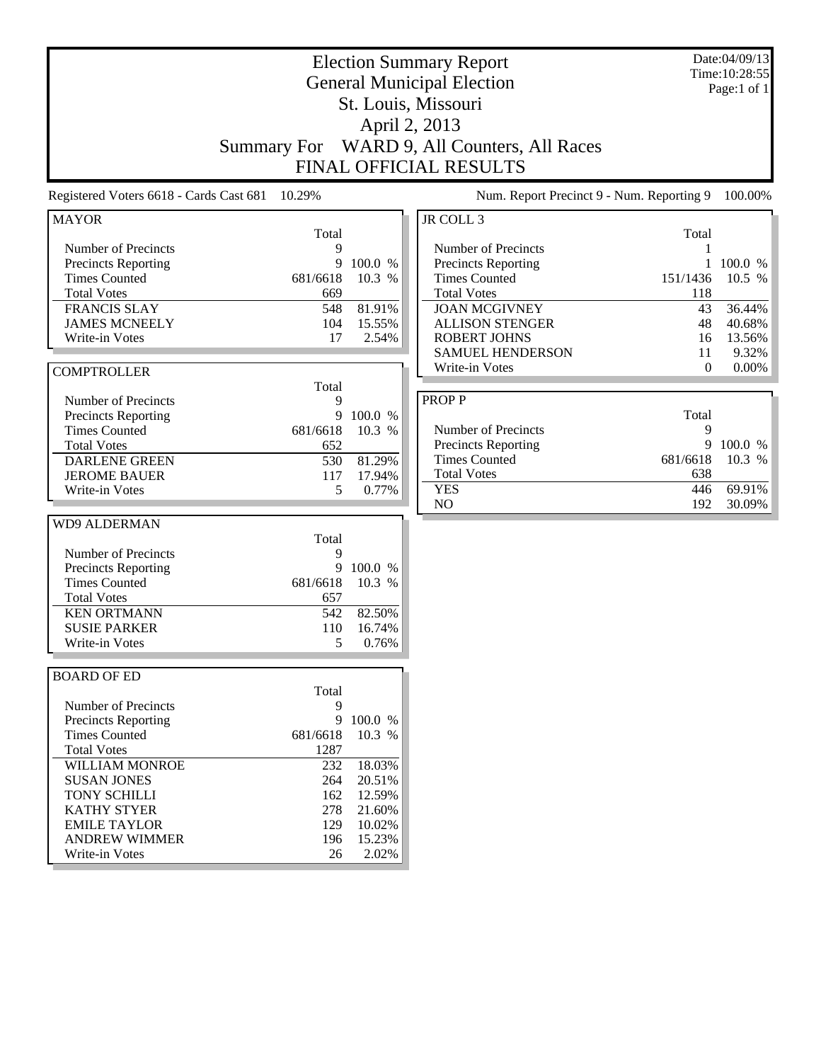# Election Summary Report

## General Municipal Election

## St. Louis, Missouri

## April 2, 2013

## Summary For WARD 9, All Counters, All Races

## FINAL OFFICIAL RESULTS

Date:04/09/13
Time:10:28:55
Page:1 of 1

Registered Voters 6618 - Cards Cast 681 10.29%

Num. Report Precinct 9 - Num. Reporting 9 100.00%

### MAYOR

| | Total | |
|---|---|---|
| Number of Precincts | 9 | |
| Precincts Reporting | 9 | 100.0 % |
| Times Counted | 681/6618 | 10.3 % |
| Total Votes | 669 | |
| FRANCIS SLAY | 548 | 81.91% |
| JAMES MCNEELY | 104 | 15.55% |
| Write-in Votes | 17 | 2.54% |

### COMPTROLLER

| | Total | |
|---|---|---|
| Number of Precincts | 9 | |
| Precincts Reporting | 9 | 100.0 % |
| Times Counted | 681/6618 | 10.3 % |
| Total Votes | 652 | |
| DARLENE GREEN | 530 | 81.29% |
| JEROME BAUER | 117 | 17.94% |
| Write-in Votes | 5 | 0.77% |

### WD9 ALDERMAN

| | Total | |
|---|---|---|
| Number of Precincts | 9 | |
| Precincts Reporting | 9 | 100.0 % |
| Times Counted | 681/6618 | 10.3 % |
| Total Votes | 657 | |
| KEN ORTMANN | 542 | 82.50% |
| SUSIE PARKER | 110 | 16.74% |
| Write-in Votes | 5 | 0.76% |

### BOARD OF ED

| | Total | |
|---|---|---|
| Number of Precincts | 9 | |
| Precincts Reporting | 9 | 100.0 % |
| Times Counted | 681/6618 | 10.3 % |
| Total Votes | 1287 | |
| WILLIAM MONROE | 232 | 18.03% |
| SUSAN JONES | 264 | 20.51% |
| TONY SCHILLI | 162 | 12.59% |
| KATHY STYER | 278 | 21.60% |
| EMILE TAYLOR | 129 | 10.02% |
| ANDREW WIMMER | 196 | 15.23% |
| Write-in Votes | 26 | 2.02% |

### JR COLL 3

| | Total | |
|---|---|---|
| Number of Precincts | 1 | |
| Precincts Reporting | 1 | 100.0 % |
| Times Counted | 151/1436 | 10.5 % |
| Total Votes | 118 | |
| JOAN MCGIVNEY | 43 | 36.44% |
| ALLISON STENGER | 48 | 40.68% |
| ROBERT JOHNS | 16 | 13.56% |
| SAMUEL HENDERSON | 11 | 9.32% |
| Write-in Votes | 0 | 0.00% |

### PROP P

| | Total | |
|---|---|---|
| Number of Precincts | 9 | |
| Precincts Reporting | 9 | 100.0 % |
| Times Counted | 681/6618 | 10.3 % |
| Total Votes | 638 | |
| YES | 446 | 69.91% |
| NO | 192 | 30.09% |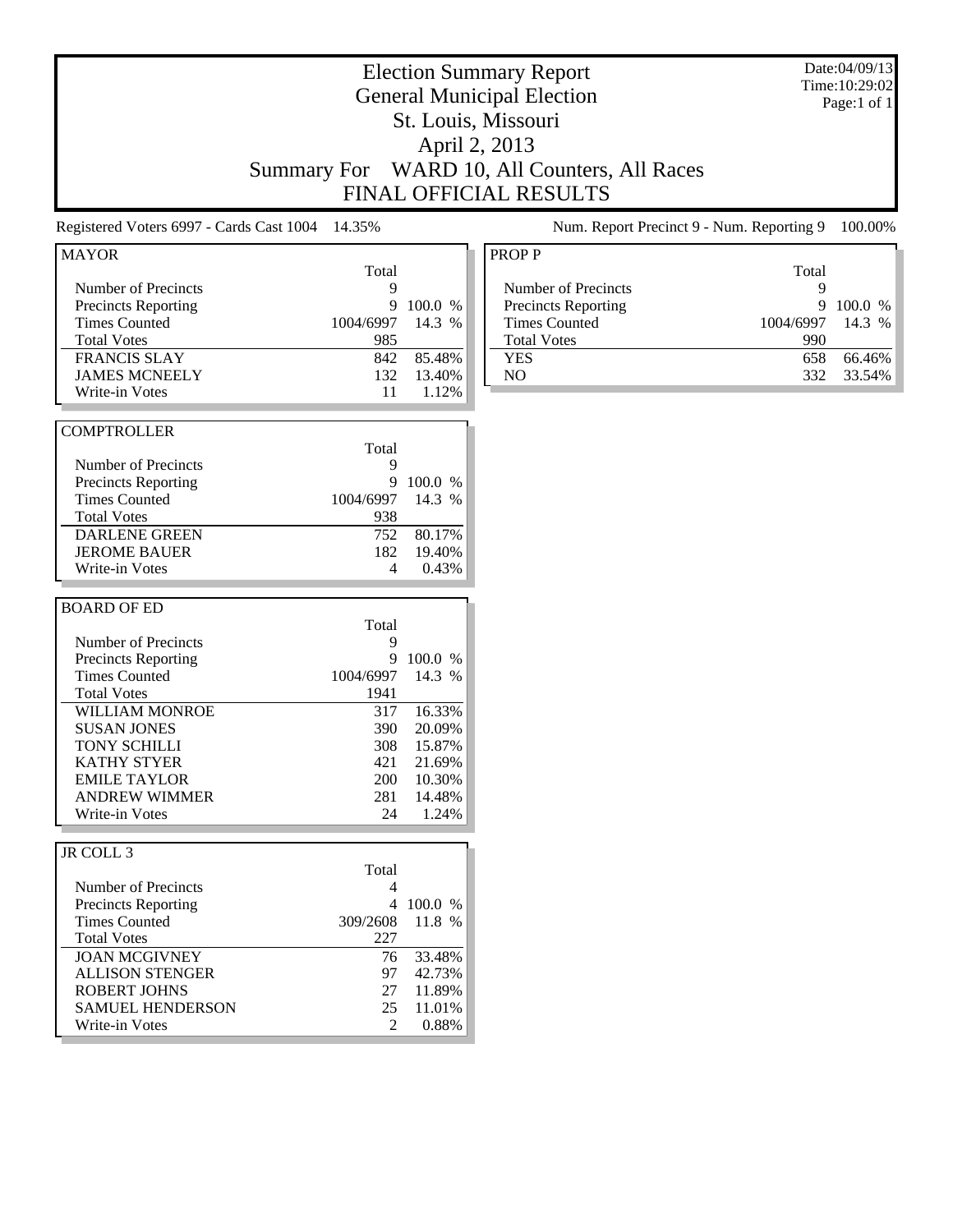# Election Summary Report

## General Municipal Election

## St. Louis, Missouri

## April 2, 2013

## Summary For WARD 10, All Counters, All Races

## FINAL OFFICIAL RESULTS

Date:04/09/13
Time:10:29:02
Page:1 of 1

Registered Voters 6997 - Cards Cast 1004 14.35%

Num. Report Precinct 9 - Num. Reporting 9 100.00%

### MAYOR

| | Total | |
|---|---|---|
| Number of Precincts | 9 | |
| Precincts Reporting | 9 | 100.0 % |
| Times Counted | 1004/6997 | 14.3 % |
| Total Votes | 985 | |
| FRANCIS SLAY | 842 | 85.48% |
| JAMES MCNEELY | 132 | 13.40% |
| Write-in Votes | 11 | 1.12% |

### COMPTROLLER

| | Total | |
|---|---|---|
| Number of Precincts | 9 | |
| Precincts Reporting | 9 | 100.0 % |
| Times Counted | 1004/6997 | 14.3 % |
| Total Votes | 938 | |
| DARLENE GREEN | 752 | 80.17% |
| JEROME BAUER | 182 | 19.40% |
| Write-in Votes | 4 | 0.43% |

### BOARD OF ED

| | Total | |
|---|---|---|
| Number of Precincts | 9 | |
| Precincts Reporting | 9 | 100.0 % |
| Times Counted | 1004/6997 | 14.3 % |
| Total Votes | 1941 | |
| WILLIAM MONROE | 317 | 16.33% |
| SUSAN JONES | 390 | 20.09% |
| TONY SCHILLI | 308 | 15.87% |
| KATHY STYER | 421 | 21.69% |
| EMILE TAYLOR | 200 | 10.30% |
| ANDREW WIMMER | 281 | 14.48% |
| Write-in Votes | 24 | 1.24% |

### JR COLL 3

| | Total | |
|---|---|---|
| Number of Precincts | 4 | |
| Precincts Reporting | 4 | 100.0 % |
| Times Counted | 309/2608 | 11.8 % |
| Total Votes | 227 | |
| JOAN MCGIVNEY | 76 | 33.48% |
| ALLISON STENGER | 97 | 42.73% |
| ROBERT JOHNS | 27 | 11.89% |
| SAMUEL HENDERSON | 25 | 11.01% |
| Write-in Votes | 2 | 0.88% |

### PROP P

| | Total | |
|---|---|---|
| Number of Precincts | 9 | |
| Precincts Reporting | 9 | 100.0 % |
| Times Counted | 1004/6997 | 14.3 % |
| Total Votes | 990 | |
| YES | 658 | 66.46% |
| NO | 332 | 33.54% |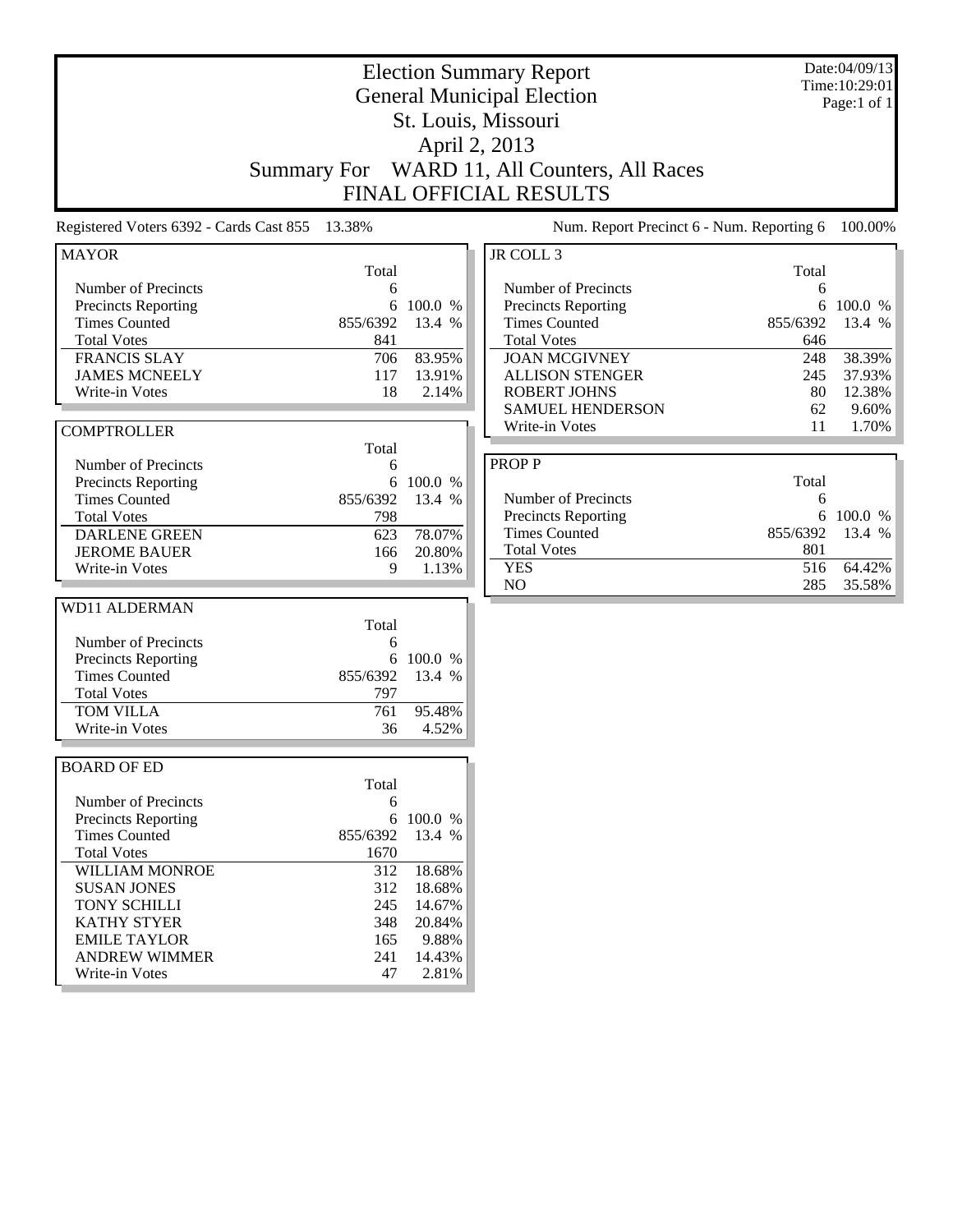# Election Summary Report

## General Municipal Election

## St. Louis, Missouri

## April 2, 2013

## Summary For WARD 11, All Counters, All Races

## FINAL OFFICIAL RESULTS

Date:04/09/13
Time:10:29:01
Page:1 of 1

Registered Voters 6392 - Cards Cast 855 13.38%

Num. Report Precinct 6 - Num. Reporting 6 100.00%

### MAYOR

| | Total | |
|---|---|---|
| Number of Precincts | 6 | |
| Precincts Reporting | 6 | 100.0 % |
| Times Counted | 855/6392 | 13.4 % |
| Total Votes | 841 | |
| FRANCIS SLAY | 706 | 83.95% |
| JAMES MCNEELY | 117 | 13.91% |
| Write-in Votes | 18 | 2.14% |

### COMPTROLLER

| | Total | |
|---|---|---|
| Number of Precincts | 6 | |
| Precincts Reporting | 6 | 100.0 % |
| Times Counted | 855/6392 | 13.4 % |
| Total Votes | 798 | |
| DARLENE GREEN | 623 | 78.07% |
| JEROME BAUER | 166 | 20.80% |
| Write-in Votes | 9 | 1.13% |

### WD11 ALDERMAN

| | Total | |
|---|---|---|
| Number of Precincts | 6 | |
| Precincts Reporting | 6 | 100.0 % |
| Times Counted | 855/6392 | 13.4 % |
| Total Votes | 797 | |
| TOM VILLA | 761 | 95.48% |
| Write-in Votes | 36 | 4.52% |

### BOARD OF ED

| | Total | |
|---|---|---|
| Number of Precincts | 6 | |
| Precincts Reporting | 6 | 100.0 % |
| Times Counted | 855/6392 | 13.4 % |
| Total Votes | 1670 | |
| WILLIAM MONROE | 312 | 18.68% |
| SUSAN JONES | 312 | 18.68% |
| TONY SCHILLI | 245 | 14.67% |
| KATHY STYER | 348 | 20.84% |
| EMILE TAYLOR | 165 | 9.88% |
| ANDREW WIMMER | 241 | 14.43% |
| Write-in Votes | 47 | 2.81% |

### JR COLL 3

| | Total | |
|---|---|---|
| Number of Precincts | 6 | |
| Precincts Reporting | 6 | 100.0 % |
| Times Counted | 855/6392 | 13.4 % |
| Total Votes | 646 | |
| JOAN MCGIVNEY | 248 | 38.39% |
| ALLISON STENGER | 245 | 37.93% |
| ROBERT JOHNS | 80 | 12.38% |
| SAMUEL HENDERSON | 62 | 9.60% |
| Write-in Votes | 11 | 1.70% |

### PROP P

| | Total | |
|---|---|---|
| Number of Precincts | 6 | |
| Precincts Reporting | 6 | 100.0 % |
| Times Counted | 855/6392 | 13.4 % |
| Total Votes | 801 | |
| YES | 516 | 64.42% |
| NO | 285 | 35.58% |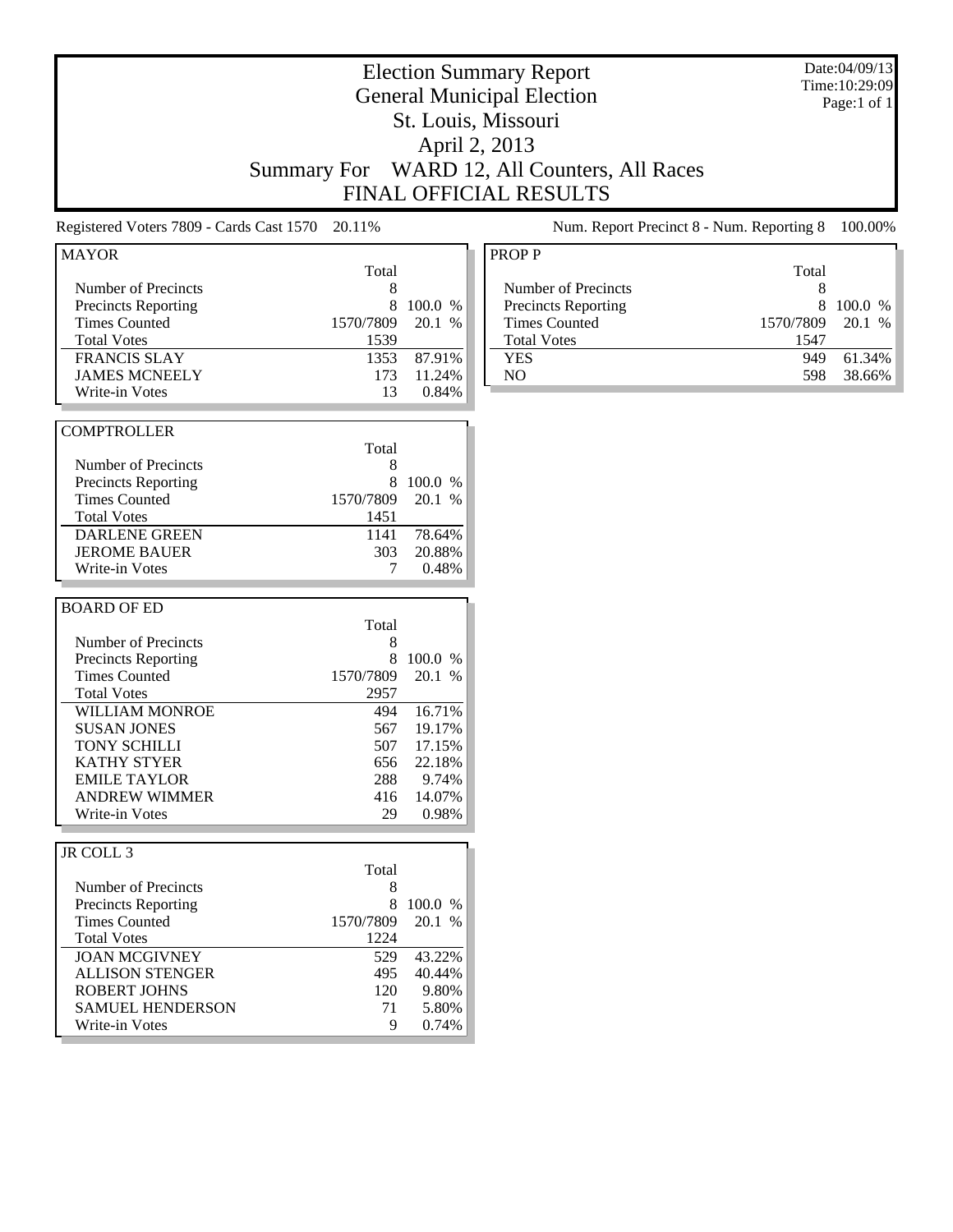# Election Summary Report
## General Municipal Election
## St. Louis, Missouri
## April 2, 2013
## Summary For WARD 12, All Counters, All Races
## FINAL OFFICIAL RESULTS

Date:04/09/13
Time:10:29:09
Page:1 of 1

Registered Voters 7809 - Cards Cast 1570 20.11%

Num. Report Precinct 8 - Num. Reporting 8 100.00%

### MAYOR

| | Total | |
|---|---|---|
| Number of Precincts | 8 | |
| Precincts Reporting | 8 | 100.0 % |
| Times Counted | 1570/7809 | 20.1 % |
| Total Votes | 1539 | |
| FRANCIS SLAY | 1353 | 87.91% |
| JAMES MCNEELY | 173 | 11.24% |
| Write-in Votes | 13 | 0.84% |

### COMPTROLLER

| | Total | |
|---|---|---|
| Number of Precincts | 8 | |
| Precincts Reporting | 8 | 100.0 % |
| Times Counted | 1570/7809 | 20.1 % |
| Total Votes | 1451 | |
| DARLENE GREEN | 1141 | 78.64% |
| JEROME BAUER | 303 | 20.88% |
| Write-in Votes | 7 | 0.48% |

### BOARD OF ED

| | Total | |
|---|---|---|
| Number of Precincts | 8 | |
| Precincts Reporting | 8 | 100.0 % |
| Times Counted | 1570/7809 | 20.1 % |
| Total Votes | 2957 | |
| WILLIAM MONROE | 494 | 16.71% |
| SUSAN JONES | 567 | 19.17% |
| TONY SCHILLI | 507 | 17.15% |
| KATHY STYER | 656 | 22.18% |
| EMILE TAYLOR | 288 | 9.74% |
| ANDREW WIMMER | 416 | 14.07% |
| Write-in Votes | 29 | 0.98% |

### JR COLL 3

| | Total | |
|---|---|---|
| Number of Precincts | 8 | |
| Precincts Reporting | 8 | 100.0 % |
| Times Counted | 1570/7809 | 20.1 % |
| Total Votes | 1224 | |
| JOAN MCGIVNEY | 529 | 43.22% |
| ALLISON STENGER | 495 | 40.44% |
| ROBERT JOHNS | 120 | 9.80% |
| SAMUEL HENDERSON | 71 | 5.80% |
| Write-in Votes | 9 | 0.74% |

### PROP P

| | Total | |
|---|---|---|
| Number of Precincts | 8 | |
| Precincts Reporting | 8 | 100.0 % |
| Times Counted | 1570/7809 | 20.1 % |
| Total Votes | 1547 | |
| YES | 949 | 61.34% |
| NO | 598 | 38.66% |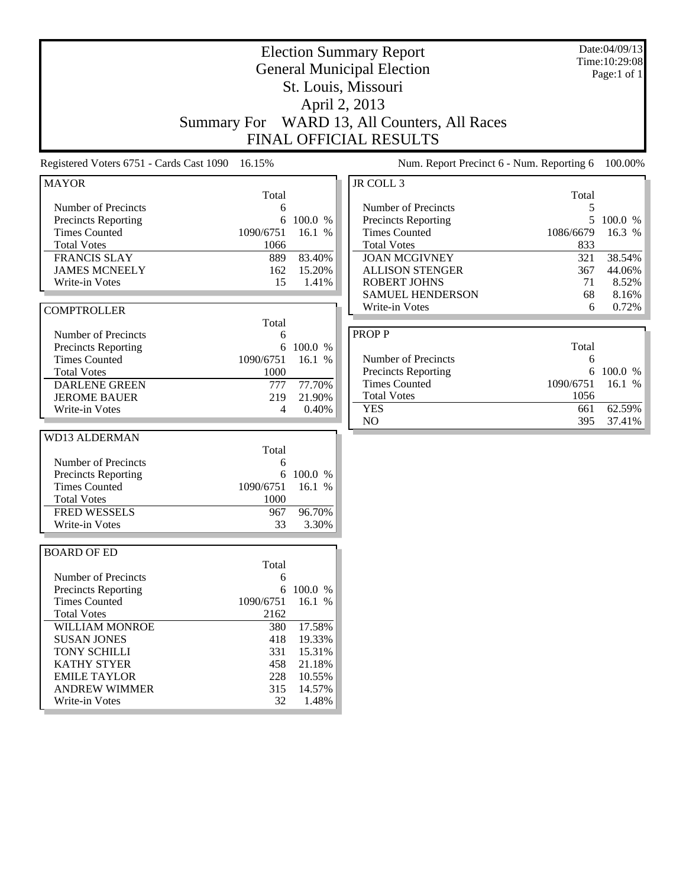# Election Summary Report

## General Municipal Election

## St. Louis, Missouri

## April 2, 2013

## Summary For WARD 13, All Counters, All Races

## FINAL OFFICIAL RESULTS

Date:04/09/13
Time:10:29:08

Registered Voters 6751 - Cards Cast 1090 16.15%

Num. Report Precinct 6 - Num. Reporting 6 100.00%

### MAYOR

| | Total | |
|---|---|---|
| Number of Precincts | 6 | |
| Precincts Reporting | 6 | 100.0 % |
| Times Counted | 1090/6751 | 16.1 % |
| Total Votes | 1066 | |
| FRANCIS SLAY | 889 | 83.40% |
| JAMES MCNEELY | 162 | 15.20% |
| Write-in Votes | 15 | 1.41% |

### COMPTROLLER

| | Total | |
|---|---|---|
| Number of Precincts | 6 | |
| Precincts Reporting | 6 | 100.0 % |
| Times Counted | 1090/6751 | 16.1 % |
| Total Votes | 1000 | |
| DARLENE GREEN | 777 | 77.70% |
| JEROME BAUER | 219 | 21.90% |
| Write-in Votes | 4 | 0.40% |

### WD13 ALDERMAN

| | Total | |
|---|---|---|
| Number of Precincts | 6 | |
| Precincts Reporting | 6 | 100.0 % |
| Times Counted | 1090/6751 | 16.1 % |
| Total Votes | 1000 | |
| FRED WESSELS | 967 | 96.70% |
| Write-in Votes | 33 | 3.30% |

### BOARD OF ED

| | Total | |
|---|---|---|
| Number of Precincts | 6 | |
| Precincts Reporting | 6 | 100.0 % |
| Times Counted | 1090/6751 | 16.1 % |
| Total Votes | 2162 | |
| WILLIAM MONROE | 380 | 17.58% |
| SUSAN JONES | 418 | 19.33% |
| TONY SCHILLI | 331 | 15.31% |
| KATHY STYER | 458 | 21.18% |
| EMILE TAYLOR | 228 | 10.55% |
| ANDREW WIMMER | 315 | 14.57% |
| Write-in Votes | 32 | 1.48% |

### JR COLL 3

| | Total | |
|---|---|---|
| Number of Precincts | 5 | |
| Precincts Reporting | 5 | 100.0 % |
| Times Counted | 1086/6679 | 16.3 % |
| Total Votes | 833 | |
| JOAN MCGIVNEY | 321 | 38.54% |
| ALLISON STENGER | 367 | 44.06% |
| ROBERT JOHNS | 71 | 8.52% |
| SAMUEL HENDERSON | 68 | 8.16% |
| Write-in Votes | 6 | 0.72% |

### PROP P

| | Total | |
|---|---|---|
| Number of Precincts | 6 | |
| Precincts Reporting | 6 | 100.0 % |
| Times Counted | 1090/6751 | 16.1 % |
| Total Votes | 1056 | |
| YES | 661 | 62.59% |
| NO | 395 | 37.41% |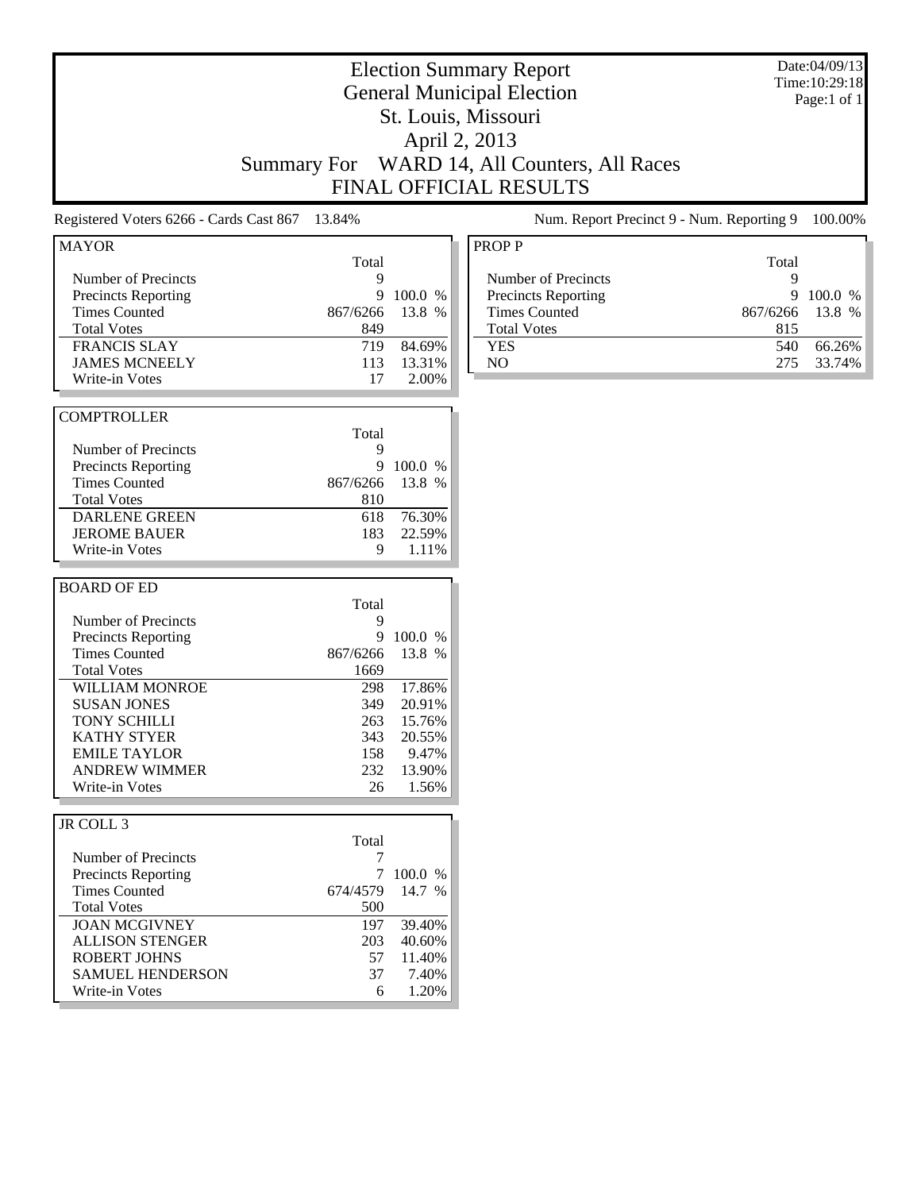# Election Summary Report

## General Municipal Election

## St. Louis, Missouri

## April 2, 2013

## Summary For WARD 14, All Counters, All Races

## FINAL OFFICIAL RESULTS

Date:04/09/13
Time:10:29:18

Registered Voters 6266 - Cards Cast 867 13.84%

Num. Report Precinct 9 - Num. Reporting 9 100.00%

| MAYOR | Total | |
|---|---|---|
| Number of Precincts | 9 | |
| Precincts Reporting | 9 | 100.0 % |
| Times Counted | 867/6266 | 13.8 % |
| Total Votes | 849 | |
| FRANCIS SLAY | 719 | 84.69% |
| JAMES MCNEELY | 113 | 13.31% |
| Write-in Votes | 17 | 2.00% |

| COMPTROLLER | Total | |
|---|---|---|
| Number of Precincts | 9 | |
| Precincts Reporting | 9 | 100.0 % |
| Times Counted | 867/6266 | 13.8 % |
| Total Votes | 810 | |
| DARLENE GREEN | 618 | 76.30% |
| JEROME BAUER | 183 | 22.59% |
| Write-in Votes | 9 | 1.11% |

| BOARD OF ED | Total | |
|---|---|---|
| Number of Precincts | 9 | |
| Precincts Reporting | 9 | 100.0 % |
| Times Counted | 867/6266 | 13.8 % |
| Total Votes | 1669 | |
| WILLIAM MONROE | 298 | 17.86% |
| SUSAN JONES | 349 | 20.91% |
| TONY SCHILLI | 263 | 15.76% |
| KATHY STYER | 343 | 20.55% |
| EMILE TAYLOR | 158 | 9.47% |
| ANDREW WIMMER | 232 | 13.90% |
| Write-in Votes | 26 | 1.56% |

| JR COLL 3 | Total | |
|---|---|---|
| Number of Precincts | 7 | |
| Precincts Reporting | 7 | 100.0 % |
| Times Counted | 674/4579 | 14.7 % |
| Total Votes | 500 | |
| JOAN MCGIVNEY | 197 | 39.40% |
| ALLISON STENGER | 203 | 40.60% |
| ROBERT JOHNS | 57 | 11.40% |
| SAMUEL HENDERSON | 37 | 7.40% |
| Write-in Votes | 6 | 1.20% |

| PROP P | Total | |
|---|---|---|
| Number of Precincts | 9 | |
| Precincts Reporting | 9 | 100.0 % |
| Times Counted | 867/6266 | 13.8 % |
| Total Votes | 815 | |
| YES | 540 | 66.26% |
| NO | 275 | 33.74% |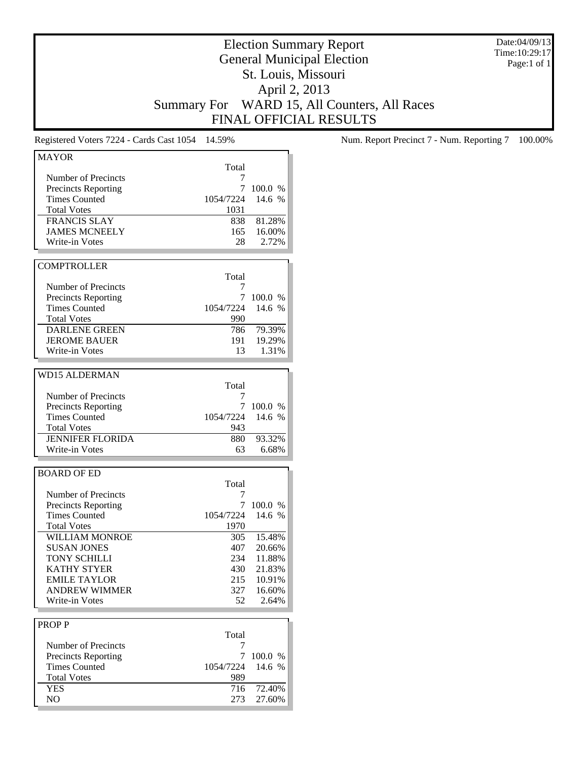# Election Summary Report
## General Municipal Election
## St. Louis, Missouri
## April 2, 2013
## Summary For WARD 15, All Counters, All Races
## FINAL OFFICIAL RESULTS

Date:04/09/13
Time:10:29:17

Registered Voters 7224 - Cards Cast 1054 14.59%

Num. Report Precinct 7 - Num. Reporting 7 100.00%

### MAYOR

| | Total | |
|---|---|---|
| Number of Precincts | 7 | |
| Precincts Reporting | 7 | 100.0 % |
| Times Counted | 1054/7224 | 14.6 % |
| Total Votes | 1031 | |
| FRANCIS SLAY | 838 | 81.28% |
| JAMES MCNEELY | 165 | 16.00% |
| Write-in Votes | 28 | 2.72% |

### COMPTROLLER

| | Total | |
|---|---|---|
| Number of Precincts | 7 | |
| Precincts Reporting | 7 | 100.0 % |
| Times Counted | 1054/7224 | 14.6 % |
| Total Votes | 990 | |
| DARLENE GREEN | 786 | 79.39% |
| JEROME BAUER | 191 | 19.29% |
| Write-in Votes | 13 | 1.31% |

### WD15 ALDERMAN

| | Total | |
|---|---|---|
| Number of Precincts | 7 | |
| Precincts Reporting | 7 | 100.0 % |
| Times Counted | 1054/7224 | 14.6 % |
| Total Votes | 943 | |
| JENNIFER FLORIDA | 880 | 93.32% |
| Write-in Votes | 63 | 6.68% |

### BOARD OF ED

| | Total | |
|---|---|---|
| Number of Precincts | 7 | |
| Precincts Reporting | 7 | 100.0 % |
| Times Counted | 1054/7224 | 14.6 % |
| Total Votes | 1970 | |
| WILLIAM MONROE | 305 | 15.48% |
| SUSAN JONES | 407 | 20.66% |
| TONY SCHILLI | 234 | 11.88% |
| KATHY STYER | 430 | 21.83% |
| EMILE TAYLOR | 215 | 10.91% |
| ANDREW WIMMER | 327 | 16.60% |
| Write-in Votes | 52 | 2.64% |

### PROP P

| | Total | |
|---|---|---|
| Number of Precincts | 7 | |
| Precincts Reporting | 7 | 100.0 % |
| Times Counted | 1054/7224 | 14.6 % |
| Total Votes | 989 | |
| YES | 716 | 72.40% |
| NO | 273 | 27.60% |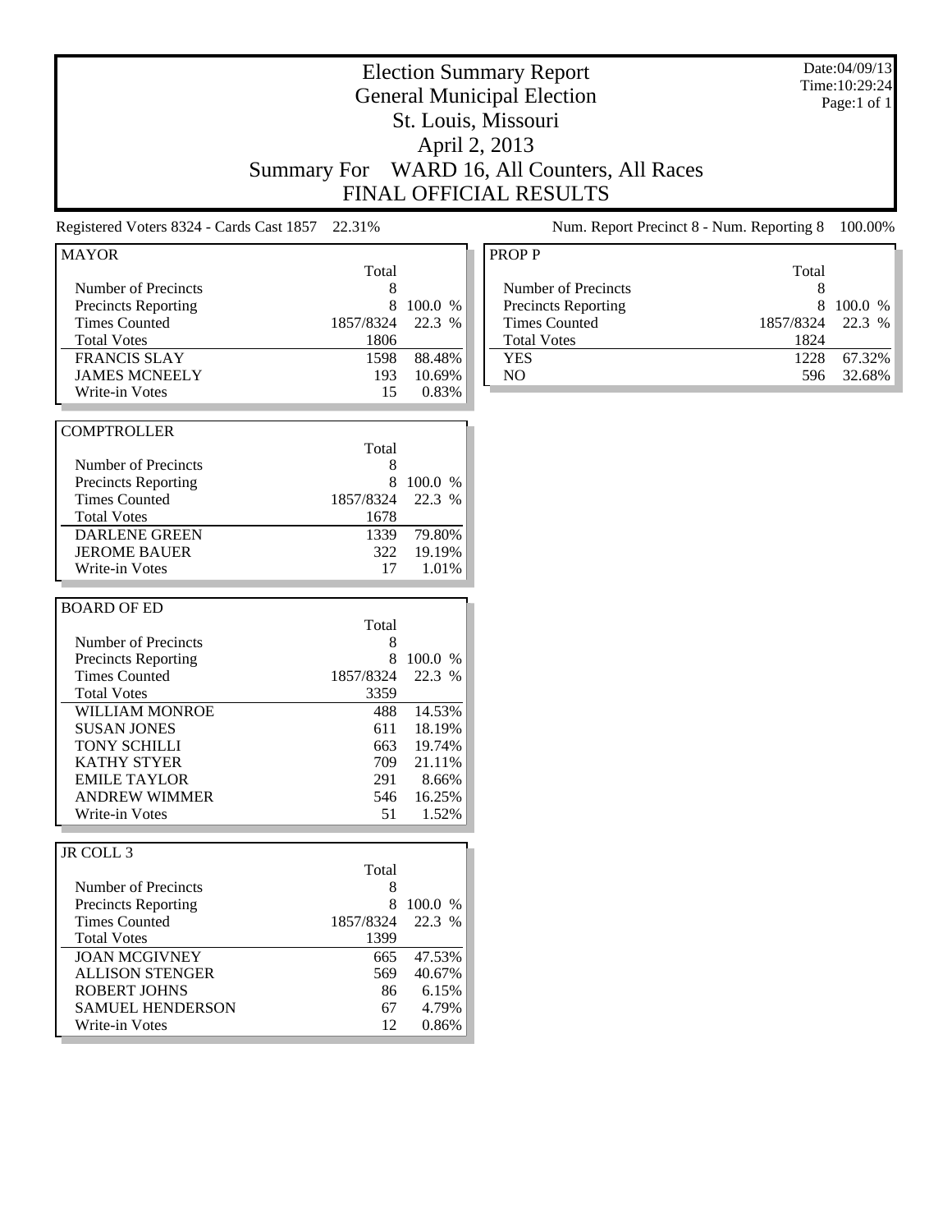# Election Summary Report
## General Municipal Election
## St. Louis, Missouri
## April 2, 2013
## Summary For WARD 16, All Counters, All Races
## FINAL OFFICIAL RESULTS

Date:04/09/13
Time:10:29:24
Page:1 of 1

Registered Voters 8324 - Cards Cast 1857 22.31%

Num. Report Precinct 8 - Num. Reporting 8 100.00%

### MAYOR

| | Total | |
|---|---|---|
| Number of Precincts | 8 | |
| Precincts Reporting | 8 | 100.0 % |
| Times Counted | 1857/8324 | 22.3 % |
| Total Votes | 1806 | |
| FRANCIS SLAY | 1598 | 88.48% |
| JAMES MCNEELY | 193 | 10.69% |
| Write-in Votes | 15 | 0.83% |

### COMPTROLLER

| | Total | |
|---|---|---|
| Number of Precincts | 8 | |
| Precincts Reporting | 8 | 100.0 % |
| Times Counted | 1857/8324 | 22.3 % |
| Total Votes | 1678 | |
| DARLENE GREEN | 1339 | 79.80% |
| JEROME BAUER | 322 | 19.19% |
| Write-in Votes | 17 | 1.01% |

### BOARD OF ED

| | Total | |
|---|---|---|
| Number of Precincts | 8 | |
| Precincts Reporting | 8 | 100.0 % |
| Times Counted | 1857/8324 | 22.3 % |
| Total Votes | 3359 | |
| WILLIAM MONROE | 488 | 14.53% |
| SUSAN JONES | 611 | 18.19% |
| TONY SCHILLI | 663 | 19.74% |
| KATHY STYER | 709 | 21.11% |
| EMILE TAYLOR | 291 | 8.66% |
| ANDREW WIMMER | 546 | 16.25% |
| Write-in Votes | 51 | 1.52% |

### JR COLL 3

| | Total | |
|---|---|---|
| Number of Precincts | 8 | |
| Precincts Reporting | 8 | 100.0 % |
| Times Counted | 1857/8324 | 22.3 % |
| Total Votes | 1399 | |
| JOAN MCGIVNEY | 665 | 47.53% |
| ALLISON STENGER | 569 | 40.67% |
| ROBERT JOHNS | 86 | 6.15% |
| SAMUEL HENDERSON | 67 | 4.79% |
| Write-in Votes | 12 | 0.86% |

### PROP P

| | Total | |
|---|---|---|
| Number of Precincts | 8 | |
| Precincts Reporting | 8 | 100.0 % |
| Times Counted | 1857/8324 | 22.3 % |
| Total Votes | 1824 | |
| YES | 1228 | 67.32% |
| NO | 596 | 32.68% |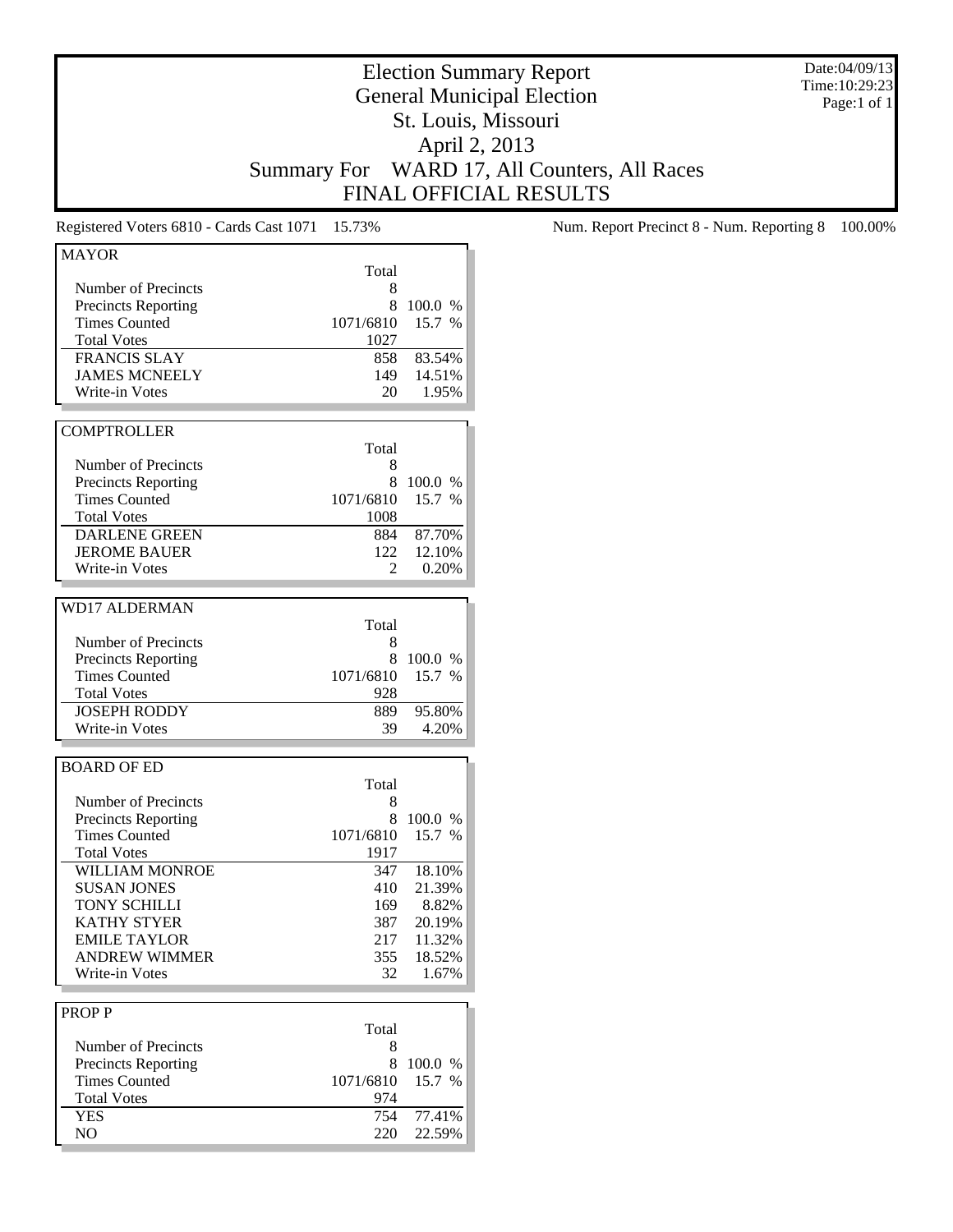# Election Summary Report
## General Municipal Election
## St. Louis, Missouri
## April 2, 2013
## Summary For WARD 17, All Counters, All Races
## FINAL OFFICIAL RESULTS

Date:04/09/13
Time:10:29:23
Page:1 of 1

Registered Voters 6810 - Cards Cast 1071 15.73%

Num. Report Precinct 8 - Num. Reporting 8 100.00%

### MAYOR

| | Total | |
|---|---|---|
| Number of Precincts | 8 | |
| Precincts Reporting | 8 | 100.0 % |
| Times Counted | 1071/6810 | 15.7 % |
| Total Votes | 1027 | |
| FRANCIS SLAY | 858 | 83.54% |
| JAMES MCNEELY | 149 | 14.51% |
| Write-in Votes | 20 | 1.95% |

### COMPTROLLER

| | Total | |
|---|---|---|
| Number of Precincts | 8 | |
| Precincts Reporting | 8 | 100.0 % |
| Times Counted | 1071/6810 | 15.7 % |
| Total Votes | 1008 | |
| DARLENE GREEN | 884 | 87.70% |
| JEROME BAUER | 122 | 12.10% |
| Write-in Votes | 2 | 0.20% |

### WD17 ALDERMAN

| | Total | |
|---|---|---|
| Number of Precincts | 8 | |
| Precincts Reporting | 8 | 100.0 % |
| Times Counted | 1071/6810 | 15.7 % |
| Total Votes | 928 | |
| JOSEPH RODDY | 889 | 95.80% |
| Write-in Votes | 39 | 4.20% |

### BOARD OF ED

| | Total | |
|---|---|---|
| Number of Precincts | 8 | |
| Precincts Reporting | 8 | 100.0 % |
| Times Counted | 1071/6810 | 15.7 % |
| Total Votes | 1917 | |
| WILLIAM MONROE | 347 | 18.10% |
| SUSAN JONES | 410 | 21.39% |
| TONY SCHILLI | 169 | 8.82% |
| KATHY STYER | 387 | 20.19% |
| EMILE TAYLOR | 217 | 11.32% |
| ANDREW WIMMER | 355 | 18.52% |
| Write-in Votes | 32 | 1.67% |

### PROP P

| | Total | |
|---|---|---|
| Number of Precincts | 8 | |
| Precincts Reporting | 8 | 100.0 % |
| Times Counted | 1071/6810 | 15.7 % |
| Total Votes | 974 | |
| YES | 754 | 77.41% |
| NO | 220 | 22.59% |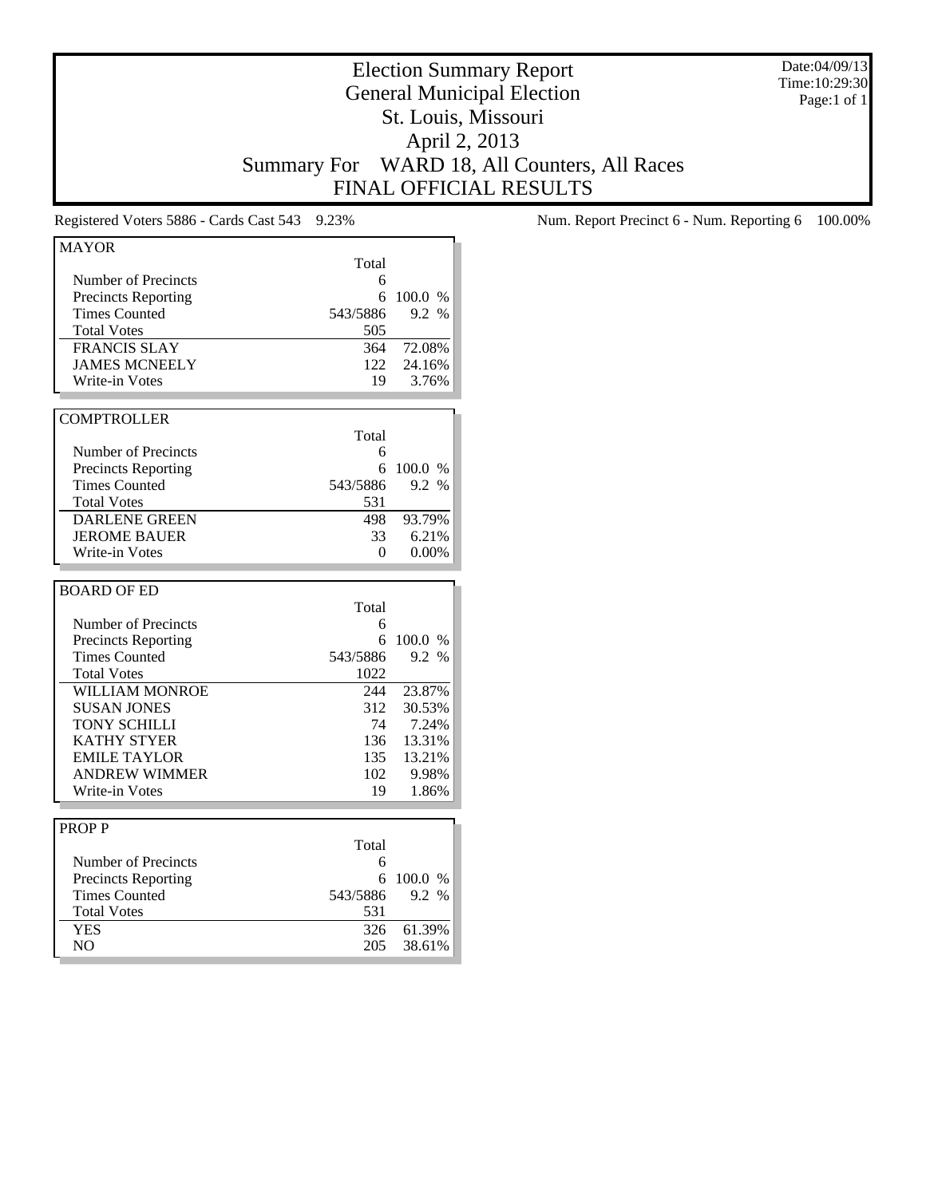# Election Summary Report
## General Municipal Election
## St. Louis, Missouri
## April 2, 2013
## Summary For WARD 18, All Counters, All Races
## FINAL OFFICIAL RESULTS

Date:04/09/13
Time:10:29:30
Page:1 of 1

Registered Voters 5886 - Cards Cast 543 9.23%

Num. Report Precinct 6 - Num. Reporting 6 100.00%

### MAYOR

| | Total | |
|---|---|---|
| Number of Precincts | 6 | |
| Precincts Reporting | 6 | 100.0 % |
| Times Counted | 543/5886 | 9.2 % |
| Total Votes | 505 | |
| FRANCIS SLAY | 364 | 72.08% |
| JAMES MCNEELY | 122 | 24.16% |
| Write-in Votes | 19 | 3.76% |

### COMPTROLLER

| | Total | |
|---|---|---|
| Number of Precincts | 6 | |
| Precincts Reporting | 6 | 100.0 % |
| Times Counted | 543/5886 | 9.2 % |
| Total Votes | 531 | |
| DARLENE GREEN | 498 | 93.79% |
| JEROME BAUER | 33 | 6.21% |
| Write-in Votes | 0 | 0.00% |

### BOARD OF ED

| | Total | |
|---|---|---|
| Number of Precincts | 6 | |
| Precincts Reporting | 6 | 100.0 % |
| Times Counted | 543/5886 | 9.2 % |
| Total Votes | 1022 | |
| WILLIAM MONROE | 244 | 23.87% |
| SUSAN JONES | 312 | 30.53% |
| TONY SCHILLI | 74 | 7.24% |
| KATHY STYER | 136 | 13.31% |
| EMILE TAYLOR | 135 | 13.21% |
| ANDREW WIMMER | 102 | 9.98% |
| Write-in Votes | 19 | 1.86% |

### PROP P

| | Total | |
|---|---|---|
| Number of Precincts | 6 | |
| Precincts Reporting | 6 | 100.0 % |
| Times Counted | 543/5886 | 9.2 % |
| Total Votes | 531 | |
| YES | 326 | 61.39% |
| NO | 205 | 38.61% |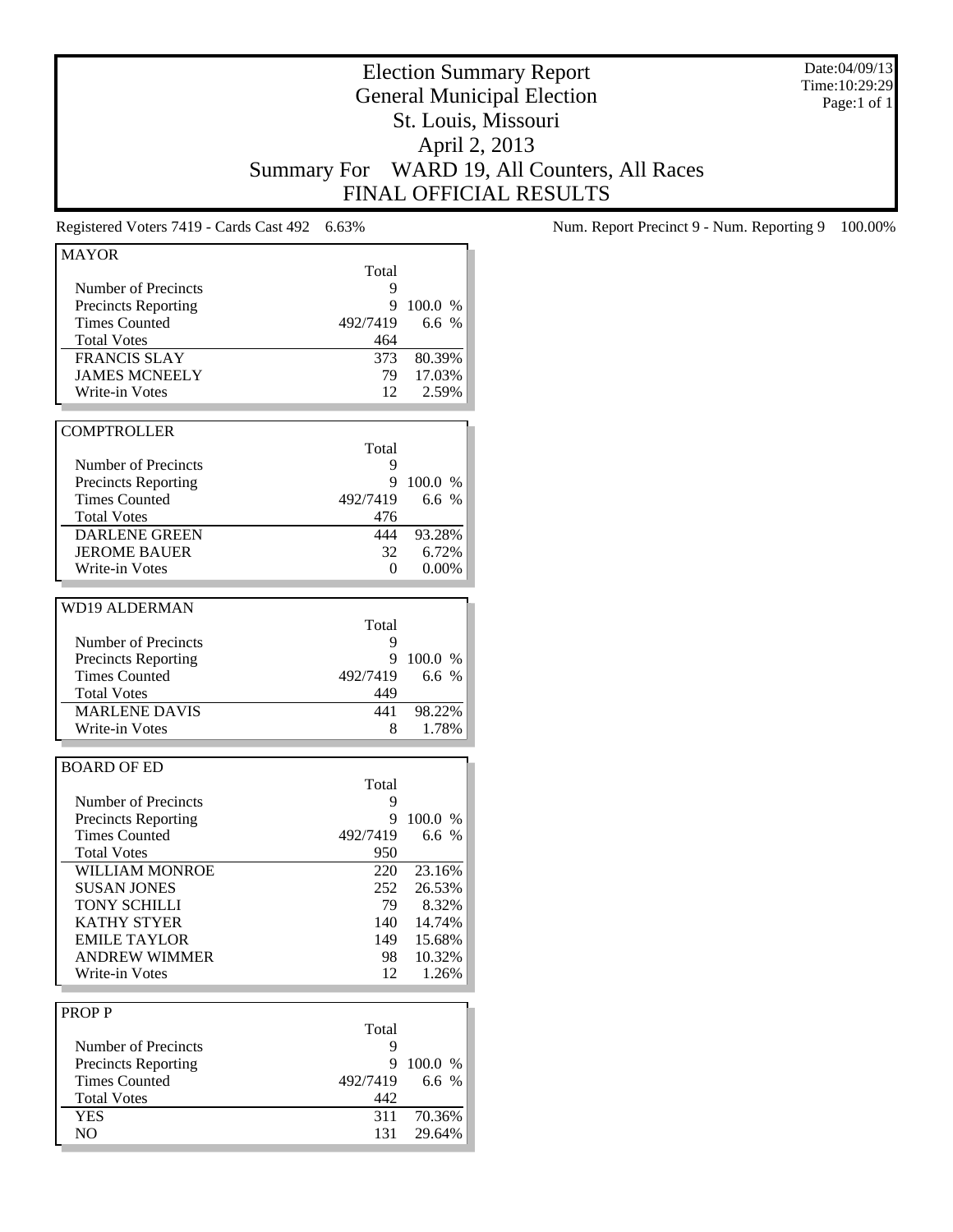# Election Summary Report
## General Municipal Election
## St. Louis, Missouri
## April 2, 2013
## Summary For WARD 19, All Counters, All Races
## FINAL OFFICIAL RESULTS

Date:04/09/13
Time:10:29:29
Page:1 of 1

Registered Voters 7419 - Cards Cast 492 6.63%

Num. Report Precinct 9 - Num. Reporting 9 100.00%

### MAYOR

| | Total | |
|---|---|---|
| Number of Precincts | 9 | |
| Precincts Reporting | 9 | 100.0 % |
| Times Counted | 492/7419 | 6.6 % |
| Total Votes | 464 | |
| FRANCIS SLAY | 373 | 80.39% |
| JAMES MCNEELY | 79 | 17.03% |
| Write-in Votes | 12 | 2.59% |

### COMPTROLLER

| | Total | |
|---|---|---|
| Number of Precincts | 9 | |
| Precincts Reporting | 9 | 100.0 % |
| Times Counted | 492/7419 | 6.6 % |
| Total Votes | 476 | |
| DARLENE GREEN | 444 | 93.28% |
| JEROME BAUER | 32 | 6.72% |
| Write-in Votes | 0 | 0.00% |

### WD19 ALDERMAN

| | Total | |
|---|---|---|
| Number of Precincts | 9 | |
| Precincts Reporting | 9 | 100.0 % |
| Times Counted | 492/7419 | 6.6 % |
| Total Votes | 449 | |
| MARLENE DAVIS | 441 | 98.22% |
| Write-in Votes | 8 | 1.78% |

### BOARD OF ED

| | Total | |
|---|---|---|
| Number of Precincts | 9 | |
| Precincts Reporting | 9 | 100.0 % |
| Times Counted | 492/7419 | 6.6 % |
| Total Votes | 950 | |
| WILLIAM MONROE | 220 | 23.16% |
| SUSAN JONES | 252 | 26.53% |
| TONY SCHILLI | 79 | 8.32% |
| KATHY STYER | 140 | 14.74% |
| EMILE TAYLOR | 149 | 15.68% |
| ANDREW WIMMER | 98 | 10.32% |
| Write-in Votes | 12 | 1.26% |

### PROP P

| | Total | |
|---|---|---|
| Number of Precincts | 9 | |
| Precincts Reporting | 9 | 100.0 % |
| Times Counted | 492/7419 | 6.6 % |
| Total Votes | 442 | |
| YES | 311 | 70.36% |
| NO | 131 | 29.64% |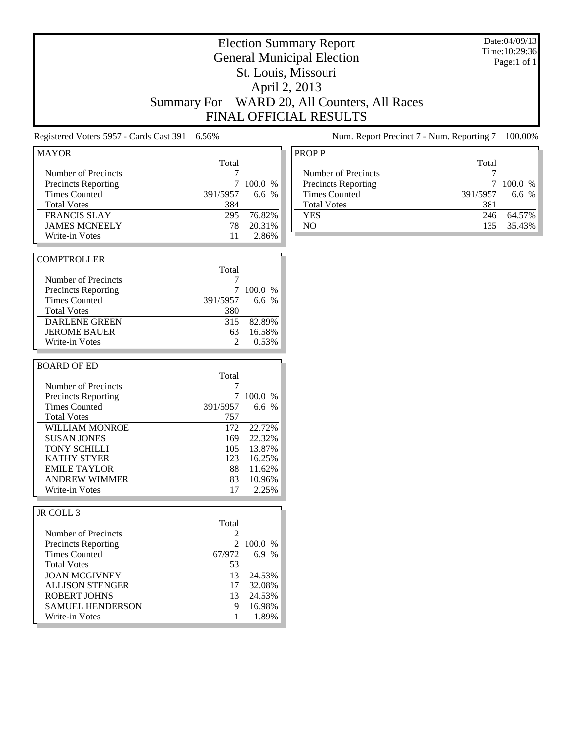# Election Summary Report
## General Municipal Election
## St. Louis, Missouri
## April 2, 2013
## Summary For WARD 20, All Counters, All Races
## FINAL OFFICIAL RESULTS

Date:04/09/13
Time:10:29:36
Page:1 of 1

Registered Voters 5957 - Cards Cast 391 6.56%

Num. Report Precinct 7 - Num. Reporting 7 100.00%

### MAYOR

| | Total | |
|---|---|---|
| Number of Precincts | 7 | |
| Precincts Reporting | 7 | 100.0 % |
| Times Counted | 391/5957 | 6.6 % |
| Total Votes | 384 | |
| FRANCIS SLAY | 295 | 76.82% |
| JAMES MCNEELY | 78 | 20.31% |
| Write-in Votes | 11 | 2.86% |

### COMPTROLLER

| | Total | |
|---|---|---|
| Number of Precincts | 7 | |
| Precincts Reporting | 7 | 100.0 % |
| Times Counted | 391/5957 | 6.6 % |
| Total Votes | 380 | |
| DARLENE GREEN | 315 | 82.89% |
| JEROME BAUER | 63 | 16.58% |
| Write-in Votes | 2 | 0.53% |

### BOARD OF ED

| | Total | |
|---|---|---|
| Number of Precincts | 7 | |
| Precincts Reporting | 7 | 100.0 % |
| Times Counted | 391/5957 | 6.6 % |
| Total Votes | 757 | |
| WILLIAM MONROE | 172 | 22.72% |
| SUSAN JONES | 169 | 22.32% |
| TONY SCHILLI | 105 | 13.87% |
| KATHY STYER | 123 | 16.25% |
| EMILE TAYLOR | 88 | 11.62% |
| ANDREW WIMMER | 83 | 10.96% |
| Write-in Votes | 17 | 2.25% |

### JR COLL 3

| | Total | |
|---|---|---|
| Number of Precincts | 2 | |
| Precincts Reporting | 2 | 100.0 % |
| Times Counted | 67/972 | 6.9 % |
| Total Votes | 53 | |
| JOAN MCGIVNEY | 13 | 24.53% |
| ALLISON STENGER | 17 | 32.08% |
| ROBERT JOHNS | 13 | 24.53% |
| SAMUEL HENDERSON | 9 | 16.98% |
| Write-in Votes | 1 | 1.89% |

### PROP P

| | Total | |
|---|---|---|
| Number of Precincts | 7 | |
| Precincts Reporting | 7 | 100.0 % |
| Times Counted | 391/5957 | 6.6 % |
| Total Votes | 381 | |
| YES | 246 | 64.57% |
| NO | 135 | 35.43% |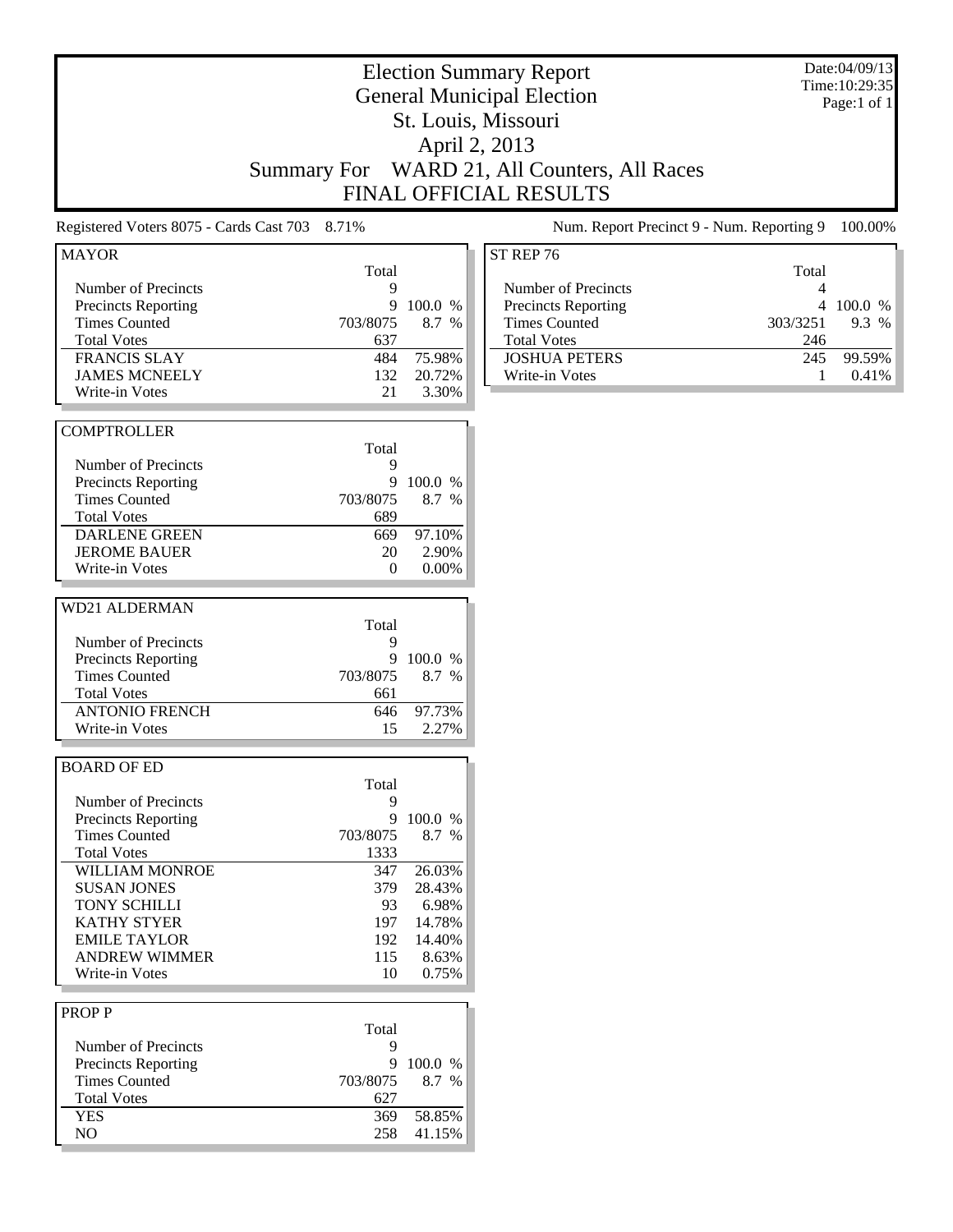# Election Summary Report

## General Municipal Election

## St. Louis, Missouri

## April 2, 2013

## Summary For WARD 21, All Counters, All Races

## FINAL OFFICIAL RESULTS

Date:04/09/13
Time:10:29:35
Page:1 of 1

Registered Voters 8075 - Cards Cast 703 8.71%

Num. Report Precinct 9 - Num. Reporting 9 100.00%

### MAYOR

| | Total | |
|---|---|---|
| Number of Precincts | 9 | |
| Precincts Reporting | 9 | 100.0 % |
| Times Counted | 703/8075 | 8.7 % |
| Total Votes | 637 | |
| FRANCIS SLAY | 484 | 75.98% |
| JAMES MCNEELY | 132 | 20.72% |
| Write-in Votes | 21 | 3.30% |

### COMPTROLLER

| | Total | |
|---|---|---|
| Number of Precincts | 9 | |
| Precincts Reporting | 9 | 100.0 % |
| Times Counted | 703/8075 | 8.7 % |
| Total Votes | 689 | |
| DARLENE GREEN | 669 | 97.10% |
| JEROME BAUER | 20 | 2.90% |
| Write-in Votes | 0 | 0.00% |

### WD21 ALDERMAN

| | Total | |
|---|---|---|
| Number of Precincts | 9 | |
| Precincts Reporting | 9 | 100.0 % |
| Times Counted | 703/8075 | 8.7 % |
| Total Votes | 661 | |
| ANTONIO FRENCH | 646 | 97.73% |
| Write-in Votes | 15 | 2.27% |

### BOARD OF ED

| | Total | |
|---|---|---|
| Number of Precincts | 9 | |
| Precincts Reporting | 9 | 100.0 % |
| Times Counted | 703/8075 | 8.7 % |
| Total Votes | 1333 | |
| WILLIAM MONROE | 347 | 26.03% |
| SUSAN JONES | 379 | 28.43% |
| TONY SCHILLI | 93 | 6.98% |
| KATHY STYER | 197 | 14.78% |
| EMILE TAYLOR | 192 | 14.40% |
| ANDREW WIMMER | 115 | 8.63% |
| Write-in Votes | 10 | 0.75% |

### PROP P

| | Total | |
|---|---|---|
| Number of Precincts | 9 | |
| Precincts Reporting | 9 | 100.0 % |
| Times Counted | 703/8075 | 8.7 % |
| Total Votes | 627 | |
| YES | 369 | 58.85% |
| NO | 258 | 41.15% |

### ST REP 76

| | Total | |
|---|---|---|
| Number of Precincts | 4 | |
| Precincts Reporting | 4 | 100.0 % |
| Times Counted | 303/3251 | 9.3 % |
| Total Votes | 246 | |
| JOSHUA PETERS | 245 | 99.59% |
| Write-in Votes | 1 | 0.41% |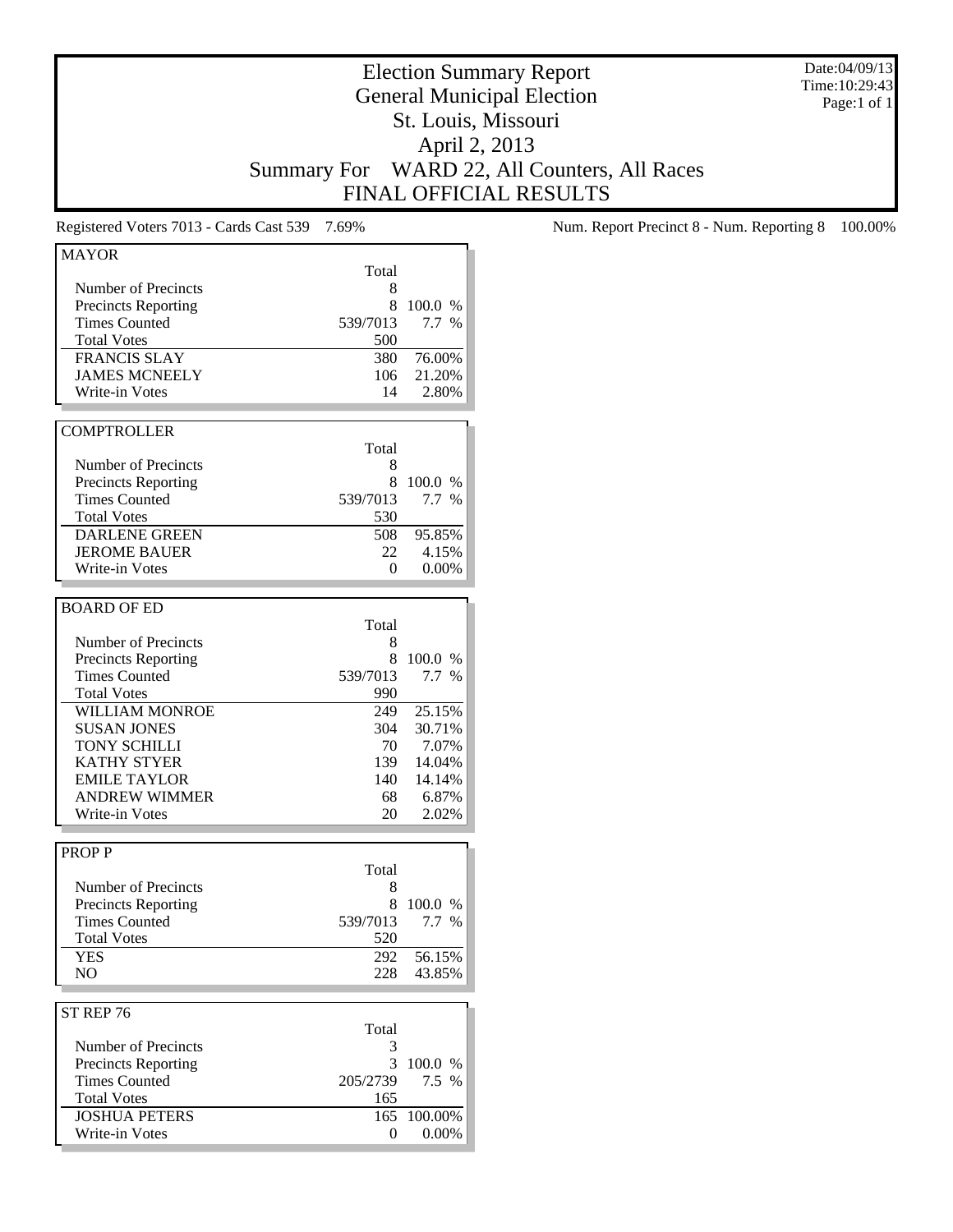# Election Summary Report
## General Municipal Election
## St. Louis, Missouri
## April 2, 2013
## Summary For WARD 22, All Counters, All Races
## FINAL OFFICIAL RESULTS

Date:04/09/13
Time:10:29:43
Page:1 of 1

Registered Voters 7013 - Cards Cast 539 7.69%

Num. Report Precinct 8 - Num. Reporting 8 100.00%

### MAYOR

| | Total | |
|---|---|---|
| Number of Precincts | 8 | |
| Precincts Reporting | 8 | 100.0 % |
| Times Counted | 539/7013 | 7.7 % |
| Total Votes | 500 | |
| FRANCIS SLAY | 380 | 76.00% |
| JAMES MCNEELY | 106 | 21.20% |
| Write-in Votes | 14 | 2.80% |

### COMPTROLLER

| | Total | |
|---|---|---|
| Number of Precincts | 8 | |
| Precincts Reporting | 8 | 100.0 % |
| Times Counted | 539/7013 | 7.7 % |
| Total Votes | 530 | |
| DARLENE GREEN | 508 | 95.85% |
| JEROME BAUER | 22 | 4.15% |
| Write-in Votes | 0 | 0.00% |

### BOARD OF ED

| | Total | |
|---|---|---|
| Number of Precincts | 8 | |
| Precincts Reporting | 8 | 100.0 % |
| Times Counted | 539/7013 | 7.7 % |
| Total Votes | 990 | |
| WILLIAM MONROE | 249 | 25.15% |
| SUSAN JONES | 304 | 30.71% |
| TONY SCHILLI | 70 | 7.07% |
| KATHY STYER | 139 | 14.04% |
| EMILE TAYLOR | 140 | 14.14% |
| ANDREW WIMMER | 68 | 6.87% |
| Write-in Votes | 20 | 2.02% |

### PROP P

| | Total | |
|---|---|---|
| Number of Precincts | 8 | |
| Precincts Reporting | 8 | 100.0 % |
| Times Counted | 539/7013 | 7.7 % |
| Total Votes | 520 | |
| YES | 292 | 56.15% |
| NO | 228 | 43.85% |

### ST REP 76

| | Total | |
|---|---|---|
| Number of Precincts | 3 | |
| Precincts Reporting | 3 | 100.0 % |
| Times Counted | 205/2739 | 7.5 % |
| Total Votes | 165 | |
| JOSHUA PETERS | 165 | 100.00% |
| Write-in Votes | 0 | 0.00% |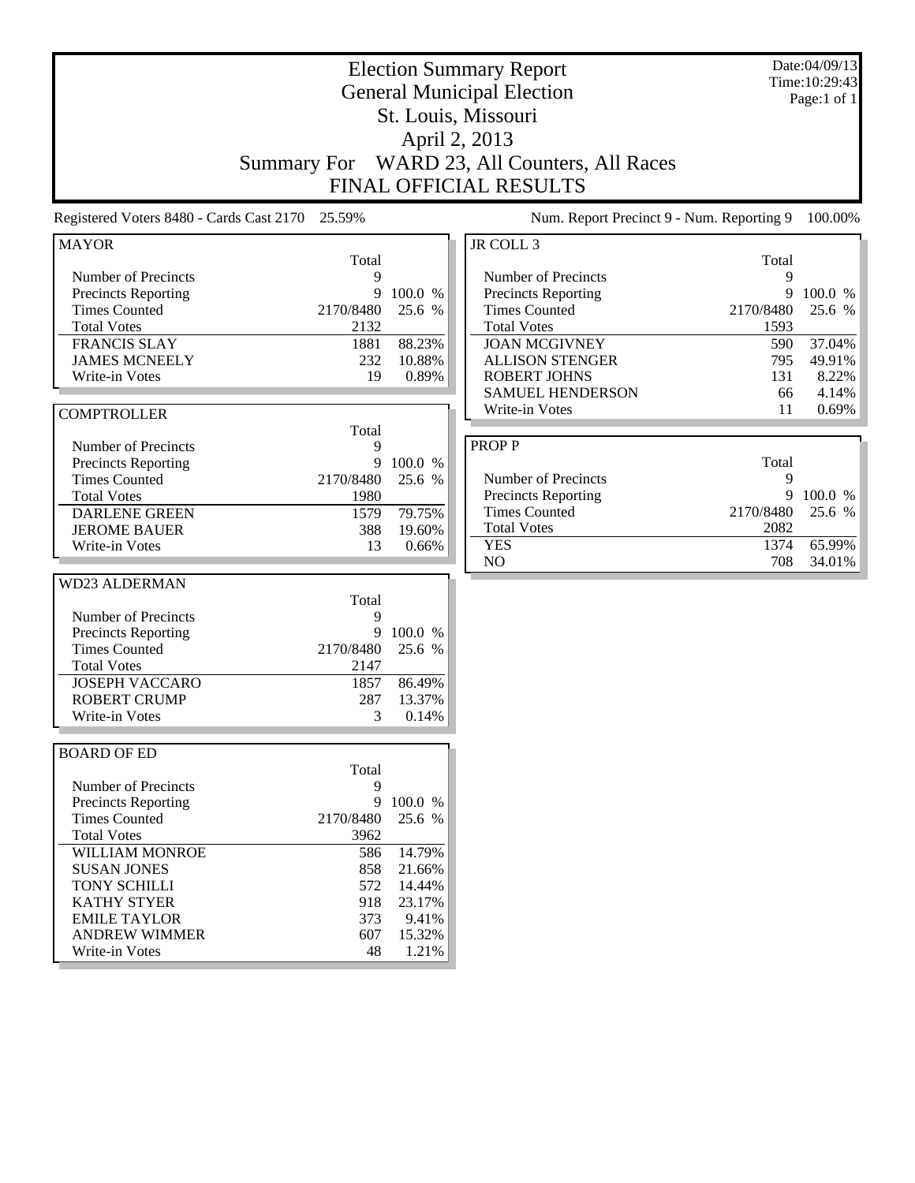# Election Summary Report

## General Municipal Election

## St. Louis, Missouri

## April 2, 2013

## Summary For WARD 23, All Counters, All Races

## FINAL OFFICIAL RESULTS

Date:04/09/13
Time:10:29:43
Page:1 of 1

Registered Voters 8480 - Cards Cast 2170 25.59%

Num. Report Precinct 9 - Num. Reporting 9 100.00%

### MAYOR

| | Total | |
|---|---|---|
| Number of Precincts | 9 | |
| Precincts Reporting | 9 | 100.0 % |
| Times Counted | 2170/8480 | 25.6 % |
| Total Votes | 2132 | |
| FRANCIS SLAY | 1881 | 88.23% |
| JAMES MCNEELY | 232 | 10.88% |
| Write-in Votes | 19 | 0.89% |

### COMPTROLLER

| | Total | |
|---|---|---|
| Number of Precincts | 9 | |
| Precincts Reporting | 9 | 100.0 % |
| Times Counted | 2170/8480 | 25.6 % |
| Total Votes | 1980 | |
| DARLENE GREEN | 1579 | 79.75% |
| JEROME BAUER | 388 | 19.60% |
| Write-in Votes | 13 | 0.66% |

### WD23 ALDERMAN

| | Total | |
|---|---|---|
| Number of Precincts | 9 | |
| Precincts Reporting | 9 | 100.0 % |
| Times Counted | 2170/8480 | 25.6 % |
| Total Votes | 2147 | |
| JOSEPH VACCARO | 1857 | 86.49% |
| ROBERT CRUMP | 287 | 13.37% |
| Write-in Votes | 3 | 0.14% |

### BOARD OF ED

| | Total | |
|---|---|---|
| Number of Precincts | 9 | |
| Precincts Reporting | 9 | 100.0 % |
| Times Counted | 2170/8480 | 25.6 % |
| Total Votes | 3962 | |
| WILLIAM MONROE | 586 | 14.79% |
| SUSAN JONES | 858 | 21.66% |
| TONY SCHILLI | 572 | 14.44% |
| KATHY STYER | 918 | 23.17% |
| EMILE TAYLOR | 373 | 9.41% |
| ANDREW WIMMER | 607 | 15.32% |
| Write-in Votes | 48 | 1.21% |

### JR COLL 3

| | Total | |
|---|---|---|
| Number of Precincts | 9 | |
| Precincts Reporting | 9 | 100.0 % |
| Times Counted | 2170/8480 | 25.6 % |
| Total Votes | 1593 | |
| JOAN MCGIVNEY | 590 | 37.04% |
| ALLISON STENGER | 795 | 49.91% |
| ROBERT JOHNS | 131 | 8.22% |
| SAMUEL HENDERSON | 66 | 4.14% |
| Write-in Votes | 11 | 0.69% |

### PROP P

| | Total | |
|---|---|---|
| Number of Precincts | 9 | |
| Precincts Reporting | 9 | 100.0 % |
| Times Counted | 2170/8480 | 25.6 % |
| Total Votes | 2082 | |
| YES | 1374 | 65.99% |
| NO | 708 | 34.01% |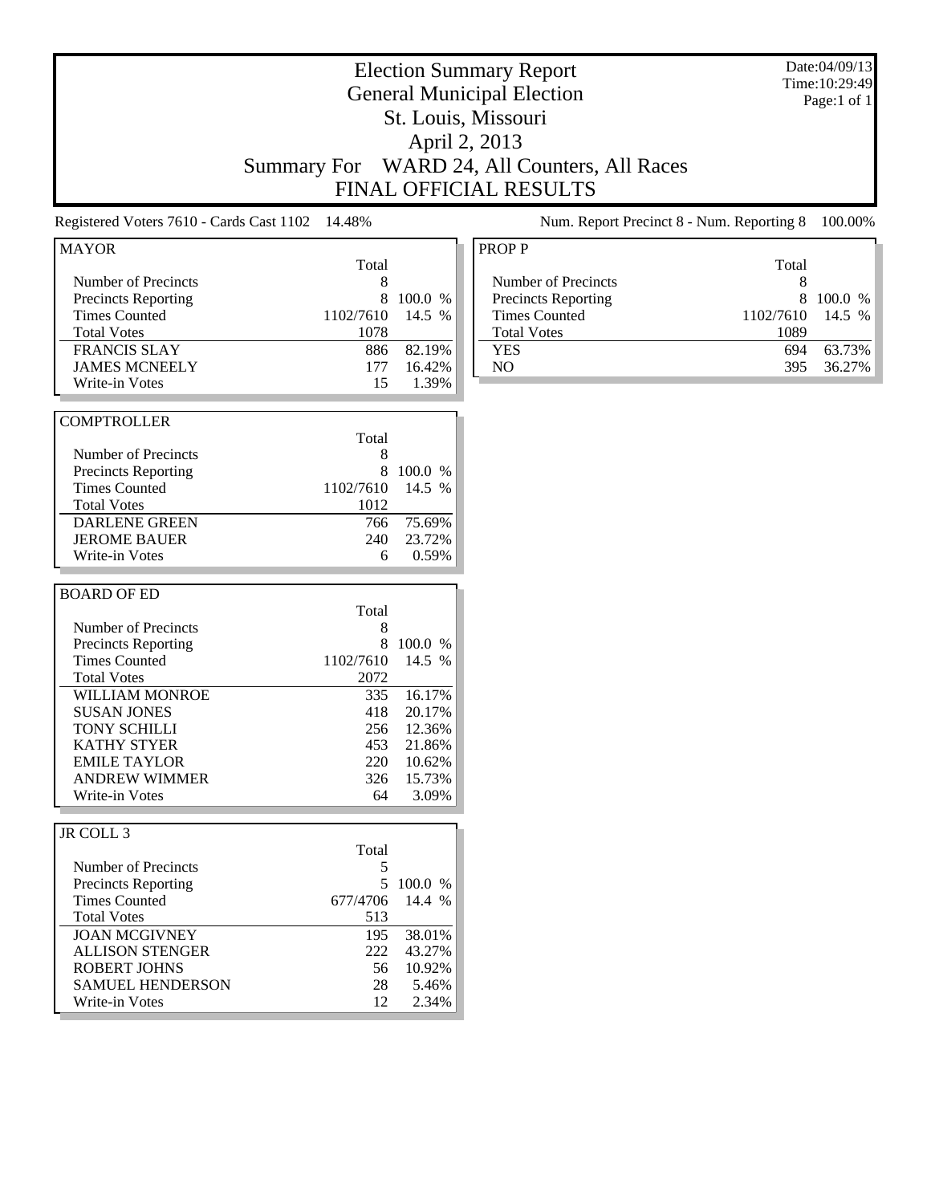# Election Summary Report
## General Municipal Election
## St. Louis, Missouri
## April 2, 2013
## Summary For WARD 24, All Counters, All Races
## FINAL OFFICIAL RESULTS

Date:04/09/13
Time:10:29:49
Page:1 of 1

Registered Voters 7610 - Cards Cast 1102 14.48%

Num. Report Precinct 8 - Num. Reporting 8 100.00%

| MAYOR | Total | |
|---|---|---|
| Number of Precincts | 8 | |
| Precincts Reporting | 8 | 100.0 % |
| Times Counted | 1102/7610 | 14.5 % |
| Total Votes | 1078 | |
| FRANCIS SLAY | 886 | 82.19% |
| JAMES MCNEELY | 177 | 16.42% |
| Write-in Votes | 15 | 1.39% |

| COMPTROLLER | Total | |
|---|---|---|
| Number of Precincts | 8 | |
| Precincts Reporting | 8 | 100.0 % |
| Times Counted | 1102/7610 | 14.5 % |
| Total Votes | 1012 | |
| DARLENE GREEN | 766 | 75.69% |
| JEROME BAUER | 240 | 23.72% |
| Write-in Votes | 6 | 0.59% |

| BOARD OF ED | Total | |
|---|---|---|
| Number of Precincts | 8 | |
| Precincts Reporting | 8 | 100.0 % |
| Times Counted | 1102/7610 | 14.5 % |
| Total Votes | 2072 | |
| WILLIAM MONROE | 335 | 16.17% |
| SUSAN JONES | 418 | 20.17% |
| TONY SCHILLI | 256 | 12.36% |
| KATHY STYER | 453 | 21.86% |
| EMILE TAYLOR | 220 | 10.62% |
| ANDREW WIMMER | 326 | 15.73% |
| Write-in Votes | 64 | 3.09% |

| JR COLL 3 | Total | |
|---|---|---|
| Number of Precincts | 5 | |
| Precincts Reporting | 5 | 100.0 % |
| Times Counted | 677/4706 | 14.4 % |
| Total Votes | 513 | |
| JOAN MCGIVNEY | 195 | 38.01% |
| ALLISON STENGER | 222 | 43.27% |
| ROBERT JOHNS | 56 | 10.92% |
| SAMUEL HENDERSON | 28 | 5.46% |
| Write-in Votes | 12 | 2.34% |

| PROP P | Total | |
|---|---|---|
| Number of Precincts | 8 | |
| Precincts Reporting | 8 | 100.0 % |
| Times Counted | 1102/7610 | 14.5 % |
| Total Votes | 1089 | |
| YES | 694 | 63.73% |
| NO | 395 | 36.27% |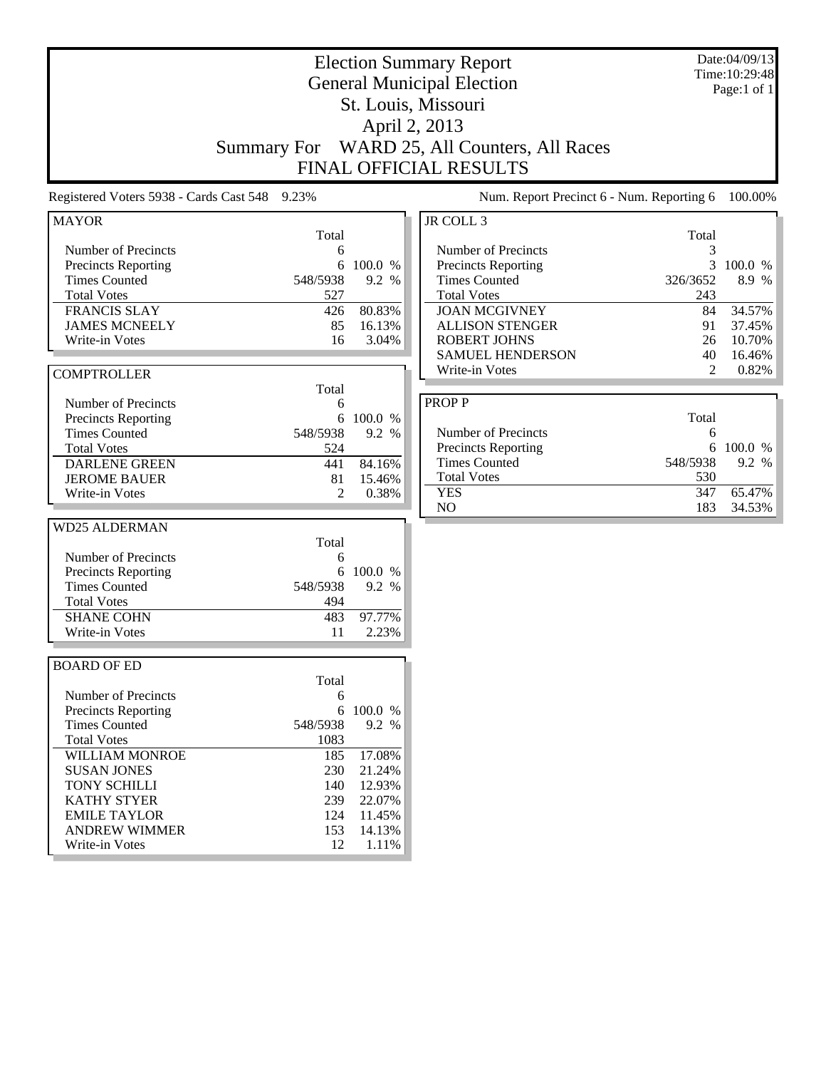# Election Summary Report

## General Municipal Election

## St. Louis, Missouri

## April 2, 2013

## Summary For WARD 25, All Counters, All Races

## FINAL OFFICIAL RESULTS

Date:04/09/13
Time:10:29:48
Page:1 of 1

Registered Voters 5938 - Cards Cast 548 9.23%

Num. Report Precinct 6 - Num. Reporting 6 100.00%

### MAYOR

| | Total | |
|---|---|---|
| Number of Precincts | 6 | |
| Precincts Reporting | 6 | 100.0 % |
| Times Counted | 548/5938 | 9.2 % |
| Total Votes | 527 | |
| FRANCIS SLAY | 426 | 80.83% |
| JAMES MCNEELY | 85 | 16.13% |
| Write-in Votes | 16 | 3.04% |

### COMPTROLLER

| | Total | |
|---|---|---|
| Number of Precincts | 6 | |
| Precincts Reporting | 6 | 100.0 % |
| Times Counted | 548/5938 | 9.2 % |
| Total Votes | 524 | |
| DARLENE GREEN | 441 | 84.16% |
| JEROME BAUER | 81 | 15.46% |
| Write-in Votes | 2 | 0.38% |

### WD25 ALDERMAN

| | Total | |
|---|---|---|
| Number of Precincts | 6 | |
| Precincts Reporting | 6 | 100.0 % |
| Times Counted | 548/5938 | 9.2 % |
| Total Votes | 494 | |
| SHANE COHN | 483 | 97.77% |
| Write-in Votes | 11 | 2.23% |

### BOARD OF ED

| | Total | |
|---|---|---|
| Number of Precincts | 6 | |
| Precincts Reporting | 6 | 100.0 % |
| Times Counted | 548/5938 | 9.2 % |
| Total Votes | 1083 | |
| WILLIAM MONROE | 185 | 17.08% |
| SUSAN JONES | 230 | 21.24% |
| TONY SCHILLI | 140 | 12.93% |
| KATHY STYER | 239 | 22.07% |
| EMILE TAYLOR | 124 | 11.45% |
| ANDREW WIMMER | 153 | 14.13% |
| Write-in Votes | 12 | 1.11% |

### JR COLL 3

| | Total | |
|---|---|---|
| Number of Precincts | 3 | |
| Precincts Reporting | 3 | 100.0 % |
| Times Counted | 326/3652 | 8.9 % |
| Total Votes | 243 | |
| JOAN MCGIVNEY | 84 | 34.57% |
| ALLISON STENGER | 91 | 37.45% |
| ROBERT JOHNS | 26 | 10.70% |
| SAMUEL HENDERSON | 40 | 16.46% |
| Write-in Votes | 2 | 0.82% |

### PROP P

| | Total | |
|---|---|---|
| Number of Precincts | 6 | |
| Precincts Reporting | 6 | 100.0 % |
| Times Counted | 548/5938 | 9.2 % |
| Total Votes | 530 | |
| YES | 347 | 65.47% |
| NO | 183 | 34.53% |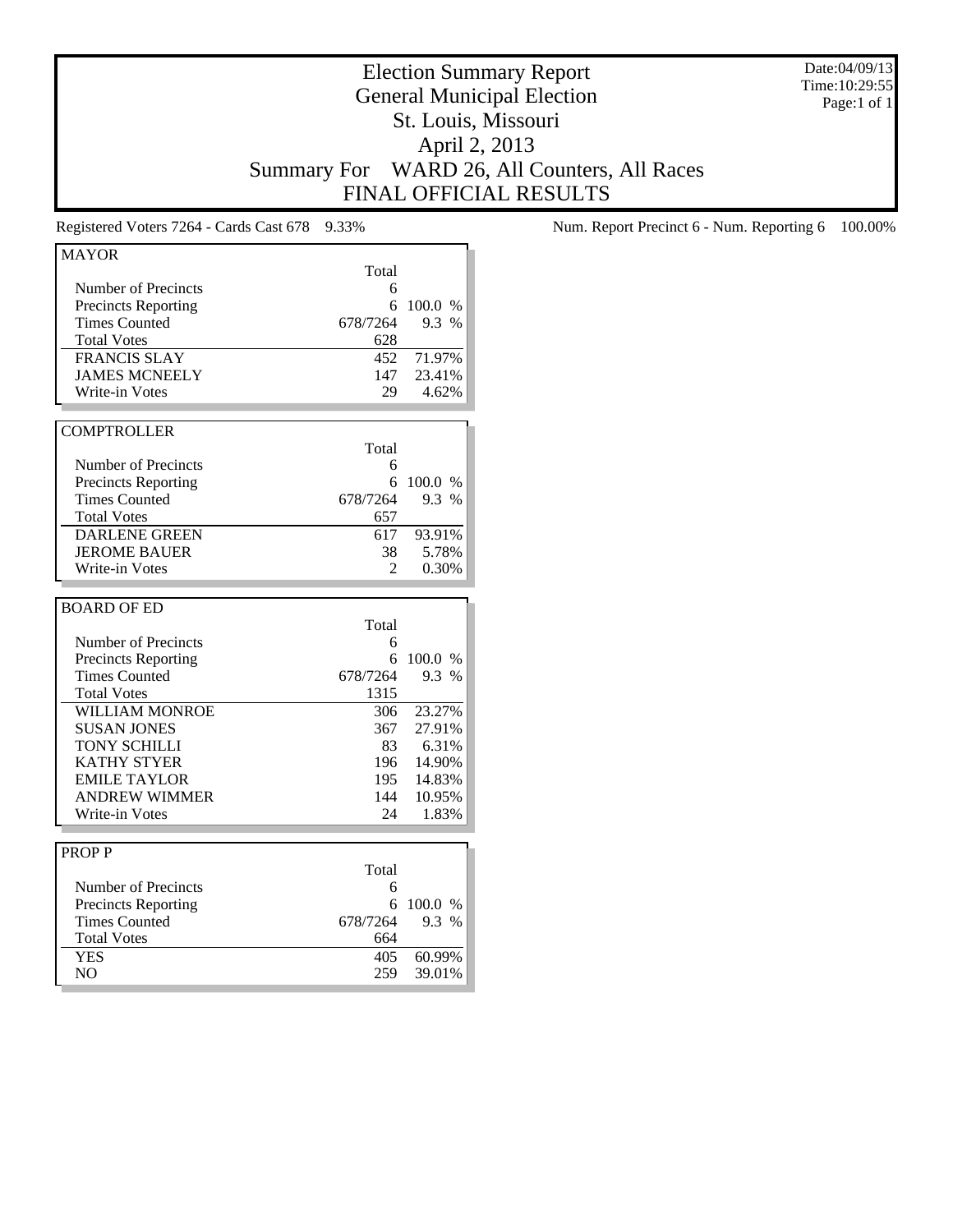# Election Summary Report

## General Municipal Election

## St. Louis, Missouri

## April 2, 2013

## Summary For WARD 26, All Counters, All Races

## FINAL OFFICIAL RESULTS

Date:04/09/13
Time:10:29:55
Page:1 of 1

Registered Voters 7264 - Cards Cast 678 9.33%

Num. Report Precinct 6 - Num. Reporting 6 100.00%

### MAYOR

| | Total | |
|---|---|---|
| Number of Precincts | 6 | |
| Precincts Reporting | 6 | 100.0 % |
| Times Counted | 678/7264 | 9.3 % |
| Total Votes | 628 | |
| FRANCIS SLAY | 452 | 71.97% |
| JAMES MCNEELY | 147 | 23.41% |
| Write-in Votes | 29 | 4.62% |

### COMPTROLLER

| | Total | |
|---|---|---|
| Number of Precincts | 6 | |
| Precincts Reporting | 6 | 100.0 % |
| Times Counted | 678/7264 | 9.3 % |
| Total Votes | 657 | |
| DARLENE GREEN | 617 | 93.91% |
| JEROME BAUER | 38 | 5.78% |
| Write-in Votes | 2 | 0.30% |

### BOARD OF ED

| | Total | |
|---|---|---|
| Number of Precincts | 6 | |
| Precincts Reporting | 6 | 100.0 % |
| Times Counted | 678/7264 | 9.3 % |
| Total Votes | 1315 | |
| WILLIAM MONROE | 306 | 23.27% |
| SUSAN JONES | 367 | 27.91% |
| TONY SCHILLI | 83 | 6.31% |
| KATHY STYER | 196 | 14.90% |
| EMILE TAYLOR | 195 | 14.83% |
| ANDREW WIMMER | 144 | 10.95% |
| Write-in Votes | 24 | 1.83% |

### PROP P

| | Total | |
|---|---|---|
| Number of Precincts | 6 | |
| Precincts Reporting | 6 | 100.0 % |
| Times Counted | 678/7264 | 9.3 % |
| Total Votes | 664 | |
| YES | 405 | 60.99% |
| NO | 259 | 39.01% |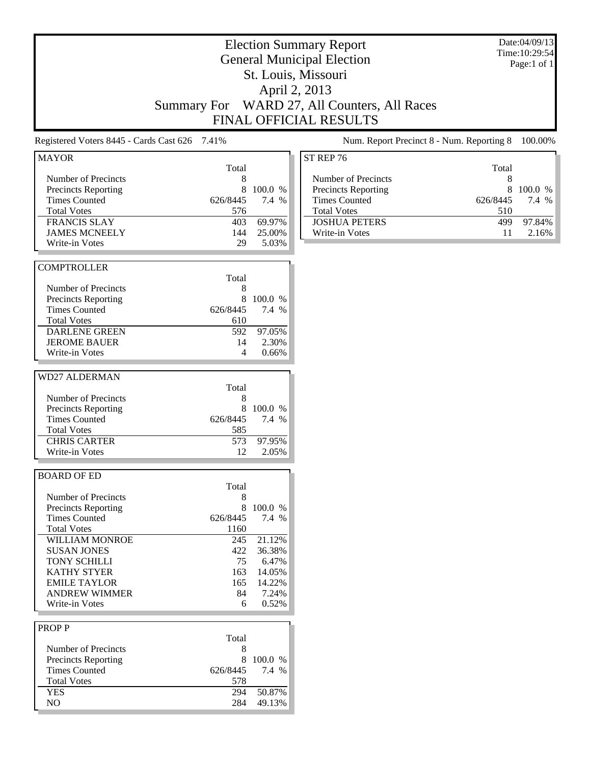# Election Summary Report
## General Municipal Election
## St. Louis, Missouri
## April 2, 2013
## Summary For WARD 27, All Counters, All Races
## FINAL OFFICIAL RESULTS

Date:04/09/13
Time:10:29:54
Page:1 of 1

Registered Voters 8445 - Cards Cast 626 7.41%

Num. Report Precinct 8 - Num. Reporting 8 100.00%

### MAYOR

| | Total | |
|---|---|---|
| Number of Precincts | 8 | |
| Precincts Reporting | 8 | 100.0 % |
| Times Counted | 626/8445 | 7.4 % |
| Total Votes | 576 | |
| FRANCIS SLAY | 403 | 69.97% |
| JAMES MCNEELY | 144 | 25.00% |
| Write-in Votes | 29 | 5.03% |

### COMPTROLLER

| | Total | |
|---|---|---|
| Number of Precincts | 8 | |
| Precincts Reporting | 8 | 100.0 % |
| Times Counted | 626/8445 | 7.4 % |
| Total Votes | 610 | |
| DARLENE GREEN | 592 | 97.05% |
| JEROME BAUER | 14 | 2.30% |
| Write-in Votes | 4 | 0.66% |

### WD27 ALDERMAN

| | Total | |
|---|---|---|
| Number of Precincts | 8 | |
| Precincts Reporting | 8 | 100.0 % |
| Times Counted | 626/8445 | 7.4 % |
| Total Votes | 585 | |
| CHRIS CARTER | 573 | 97.95% |
| Write-in Votes | 12 | 2.05% |

### BOARD OF ED

| | Total | |
|---|---|---|
| Number of Precincts | 8 | |
| Precincts Reporting | 8 | 100.0 % |
| Times Counted | 626/8445 | 7.4 % |
| Total Votes | 1160 | |
| WILLIAM MONROE | 245 | 21.12% |
| SUSAN JONES | 422 | 36.38% |
| TONY SCHILLI | 75 | 6.47% |
| KATHY STYER | 163 | 14.05% |
| EMILE TAYLOR | 165 | 14.22% |
| ANDREW WIMMER | 84 | 7.24% |
| Write-in Votes | 6 | 0.52% |

### PROP P

| | Total | |
|---|---|---|
| Number of Precincts | 8 | |
| Precincts Reporting | 8 | 100.0 % |
| Times Counted | 626/8445 | 7.4 % |
| Total Votes | 578 | |
| YES | 294 | 50.87% |
| NO | 284 | 49.13% |

### ST REP 76

| | Total | |
|---|---|---|
| Number of Precincts | 8 | |
| Precincts Reporting | 8 | 100.0 % |
| Times Counted | 626/8445 | 7.4 % |
| Total Votes | 510 | |
| JOSHUA PETERS | 499 | 97.84% |
| Write-in Votes | 11 | 2.16% |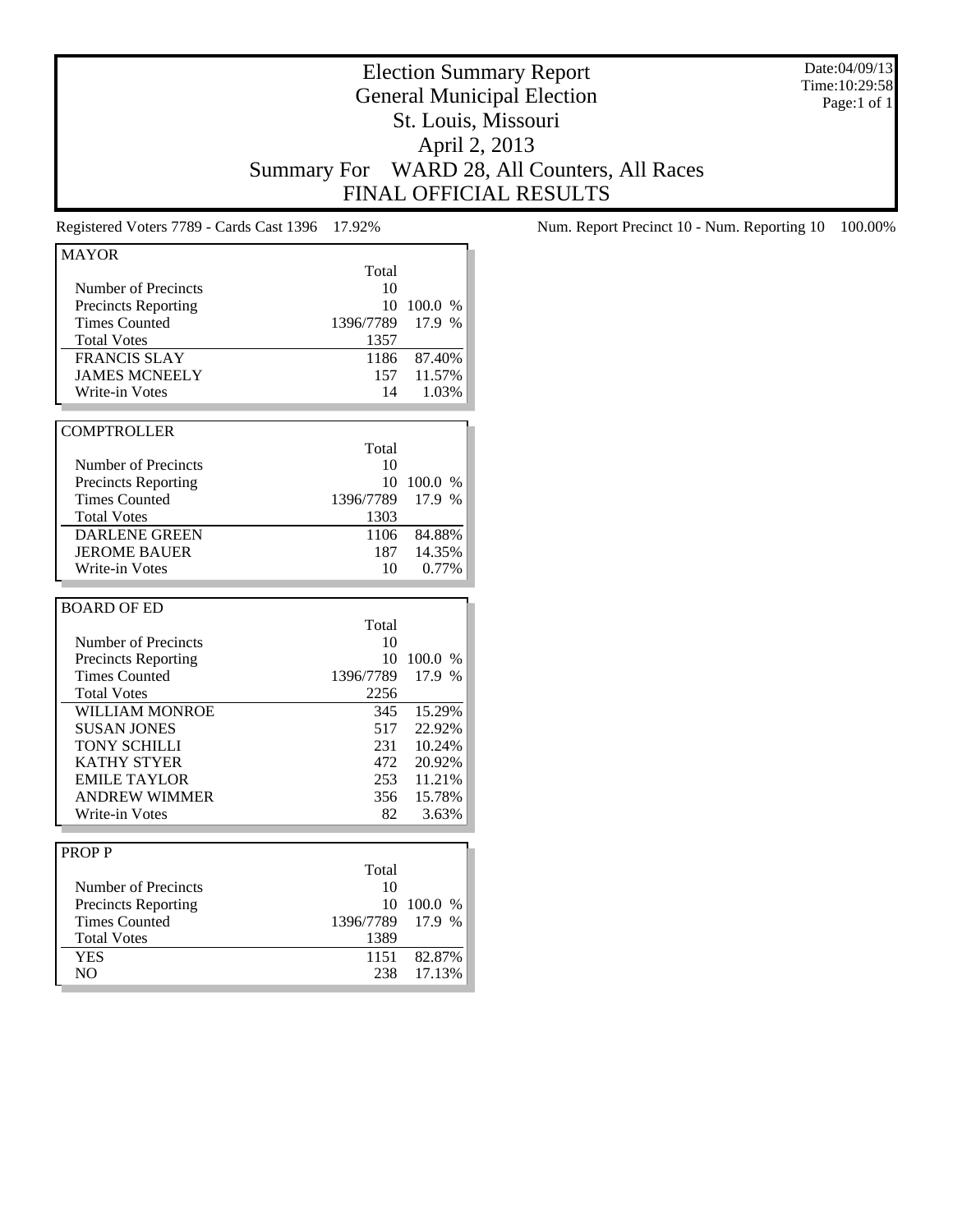# Election Summary Report
## General Municipal Election
## St. Louis, Missouri
## April 2, 2013
## Summary For WARD 28, All Counters, All Races
## FINAL OFFICIAL RESULTS

Date:04/09/13
Time:10:29:58
Page:1 of 1

Registered Voters 7789 - Cards Cast 1396 17.92%

Num. Report Precinct 10 - Num. Reporting 10 100.00%

### MAYOR

| | Total | |
|---|---|---|
| Number of Precincts | 10 | |
| Precincts Reporting | 10 | 100.0 % |
| Times Counted | 1396/7789 | 17.9 % |
| Total Votes | 1357 | |
| FRANCIS SLAY | 1186 | 87.40% |
| JAMES MCNEELY | 157 | 11.57% |
| Write-in Votes | 14 | 1.03% |

### COMPTROLLER

| | Total | |
|---|---|---|
| Number of Precincts | 10 | |
| Precincts Reporting | 10 | 100.0 % |
| Times Counted | 1396/7789 | 17.9 % |
| Total Votes | 1303 | |
| DARLENE GREEN | 1106 | 84.88% |
| JEROME BAUER | 187 | 14.35% |
| Write-in Votes | 10 | 0.77% |

### BOARD OF ED

| | Total | |
|---|---|---|
| Number of Precincts | 10 | |
| Precincts Reporting | 10 | 100.0 % |
| Times Counted | 1396/7789 | 17.9 % |
| Total Votes | 2256 | |
| WILLIAM MONROE | 345 | 15.29% |
| SUSAN JONES | 517 | 22.92% |
| TONY SCHILLI | 231 | 10.24% |
| KATHY STYER | 472 | 20.92% |
| EMILE TAYLOR | 253 | 11.21% |
| ANDREW WIMMER | 356 | 15.78% |
| Write-in Votes | 82 | 3.63% |

### PROP P

| | Total | |
|---|---|---|
| Number of Precincts | 10 | |
| Precincts Reporting | 10 | 100.0 % |
| Times Counted | 1396/7789 | 17.9 % |
| Total Votes | 1389 | |
| YES | 1151 | 82.87% |
| NO | 238 | 17.13% |